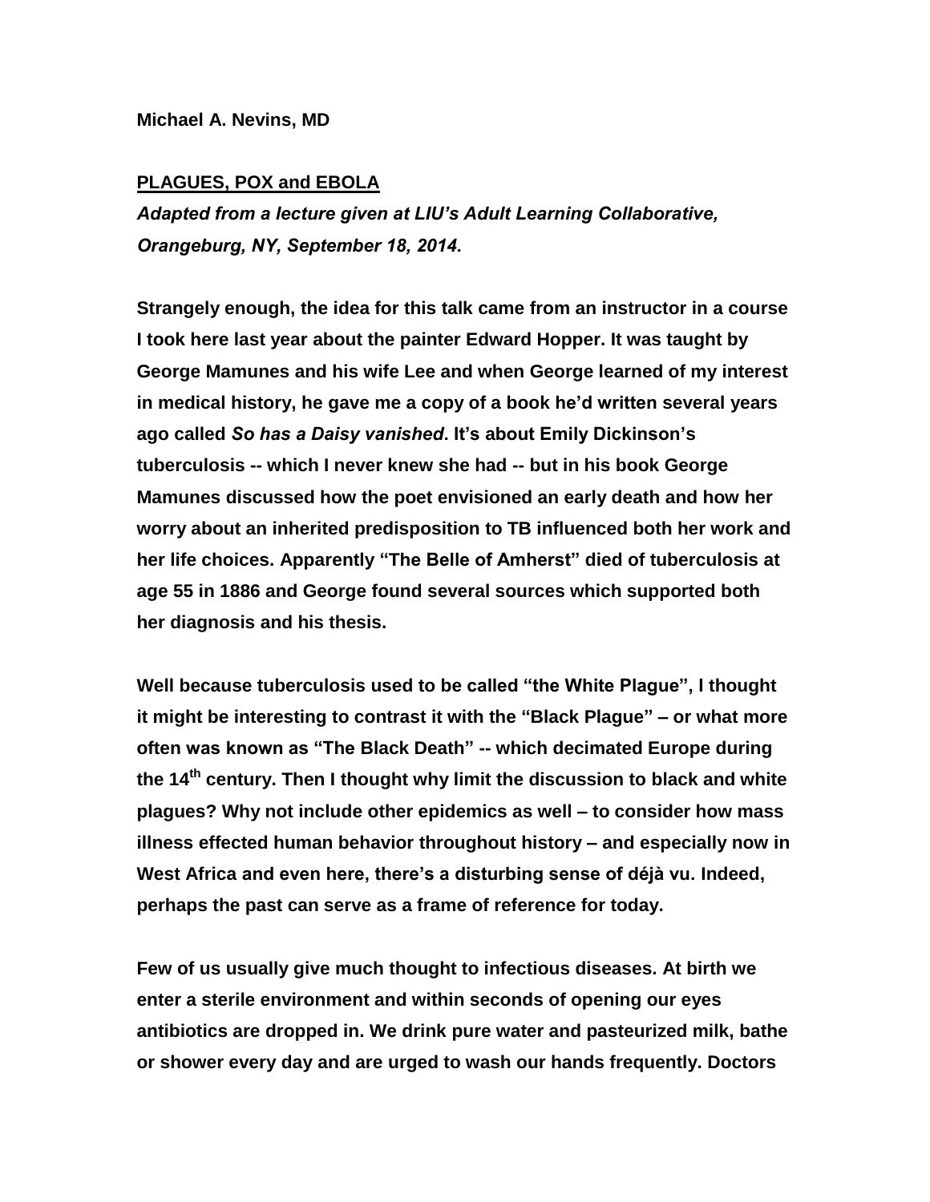**Michael A. Nevins, MD**

## PLAGUES, POX and EBOLA

***Adapted from a lecture given at LIU's Adult Learning Collaborative, Orangeburg, NY, September 18, 2014.***

**Strangely enough, the idea for this talk came from an instructor in a course I took here last year about the painter Edward Hopper. It was taught by George Mamunes and his wife Lee and when George learned of my interest in medical history, he gave me a copy of a book he'd written several years ago called *So has a Daisy vanished*. It's about Emily Dickinson's tuberculosis -- which I never knew she had -- but in his book George Mamunes discussed how the poet envisioned an early death and how her worry about an inherited predisposition to TB influenced both her work and her life choices. Apparently "The Belle of Amherst" died of tuberculosis at age 55 in 1886 and George found several sources which supported both her diagnosis and his thesis.**

**Well because tuberculosis used to be called "the White Plague", I thought it might be interesting to contrast it with the "Black Plague" – or what more often was known as "The Black Death" -- which decimated Europe during the 14th century. Then I thought why limit the discussion to black and white plagues? Why not include other epidemics as well – to consider how mass illness effected human behavior throughout history – and especially now in West Africa and even here, there's a disturbing sense of déjà vu. Indeed, perhaps the past can serve as a frame of reference for today.**

**Few of us usually give much thought to infectious diseases. At birth we enter a sterile environment and within seconds of opening our eyes antibiotics are dropped in. We drink pure water and pasteurized milk, bathe or shower every day and are urged to wash our hands frequently. Doctors**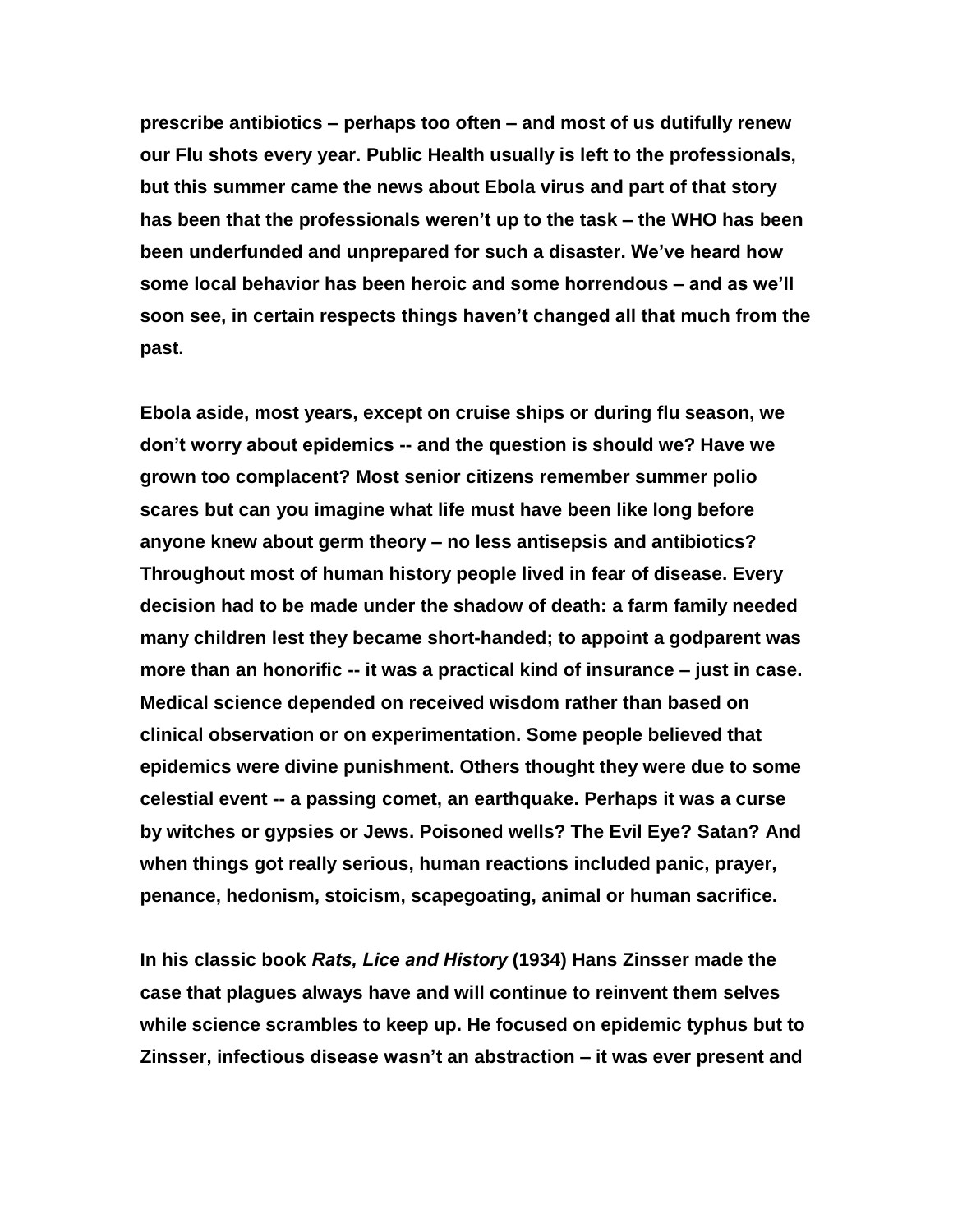prescribe antibiotics – perhaps too often – and most of us dutifully renew our Flu shots every year. Public Health usually is left to the professionals, but this summer came the news about Ebola virus and part of that story has been that the professionals weren't up to the task – the WHO has been been underfunded and unprepared for such a disaster. We've heard how some local behavior has been heroic and some horrendous – and as we'll soon see, in certain respects things haven't changed all that much from the past.

Ebola aside, most years, except on cruise ships or during flu season, we don't worry about epidemics -- and the question is should we? Have we grown too complacent? Most senior citizens remember summer polio scares but can you imagine what life must have been like long before anyone knew about germ theory – no less antisepsis and antibiotics? Throughout most of human history people lived in fear of disease. Every decision had to be made under the shadow of death: a farm family needed many children lest they became short-handed; to appoint a godparent was more than an honorific -- it was a practical kind of insurance – just in case. Medical science depended on received wisdom rather than based on clinical observation or on experimentation. Some people believed that epidemics were divine punishment. Others thought they were due to some celestial event -- a passing comet, an earthquake. Perhaps it was a curse by witches or gypsies or Jews. Poisoned wells? The Evil Eye? Satan? And when things got really serious, human reactions included panic, prayer, penance, hedonism, stoicism, scapegoating, animal or human sacrifice.

In his classic book ***Rats, Lice and History*** (1934) Hans Zinsser made the case that plagues always have and will continue to reinvent them selves while science scrambles to keep up. He focused on epidemic typhus but to Zinsser, infectious disease wasn't an abstraction – it was ever present and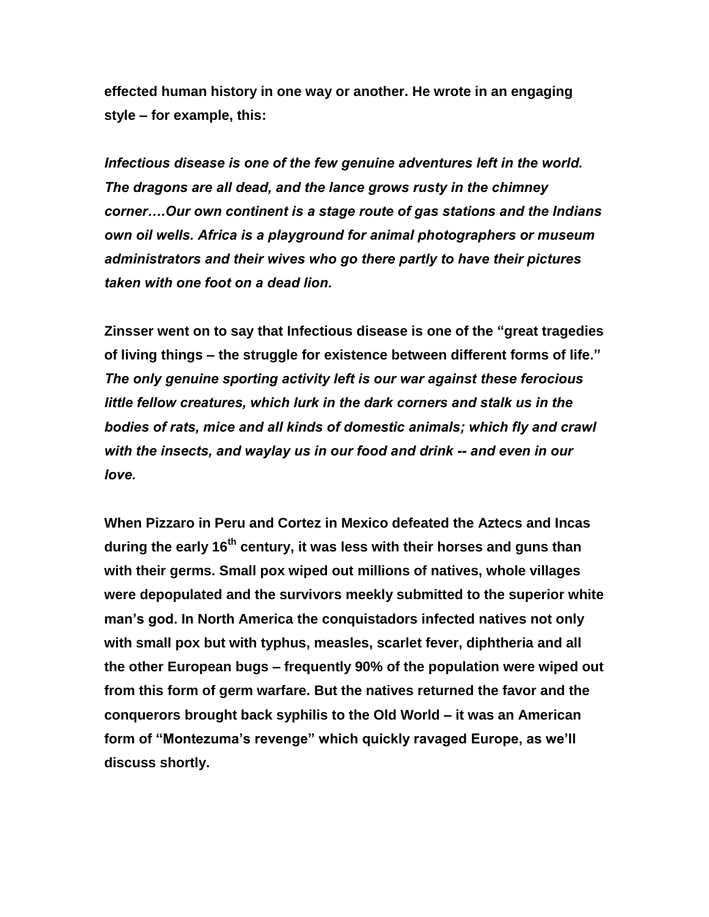**effected human history in one way or another. He wrote in an engaging style – for example, this:**

***Infectious disease is one of the few genuine adventures left in the world. The dragons are all dead, and the lance grows rusty in the chimney corner….Our own continent is a stage route of gas stations and the Indians own oil wells. Africa is a playground for animal photographers or museum administrators and their wives who go there partly to have their pictures taken with one foot on a dead lion.***

**Zinsser went on to say that Infectious disease is one of the "great tragedies of living things – the struggle for existence between different forms of life."** ***The only genuine sporting activity left is our war against these ferocious little fellow creatures, which lurk in the dark corners and stalk us in the bodies of rats, mice and all kinds of domestic animals; which fly and crawl with the insects, and waylay us in our food and drink -- and even in our love.***

**When Pizzaro in Peru and Cortez in Mexico defeated the Aztecs and Incas during the early 16th century, it was less with their horses and guns than with their germs. Small pox wiped out millions of natives, whole villages were depopulated and the survivors meekly submitted to the superior white man's god. In North America the conquistadors infected natives not only with small pox but with typhus, measles, scarlet fever, diphtheria and all the other European bugs – frequently 90% of the population were wiped out from this form of germ warfare. But the natives returned the favor and the conquerors brought back syphilis to the Old World – it was an American form of "Montezuma's revenge" which quickly ravaged Europe, as we'll discuss shortly.**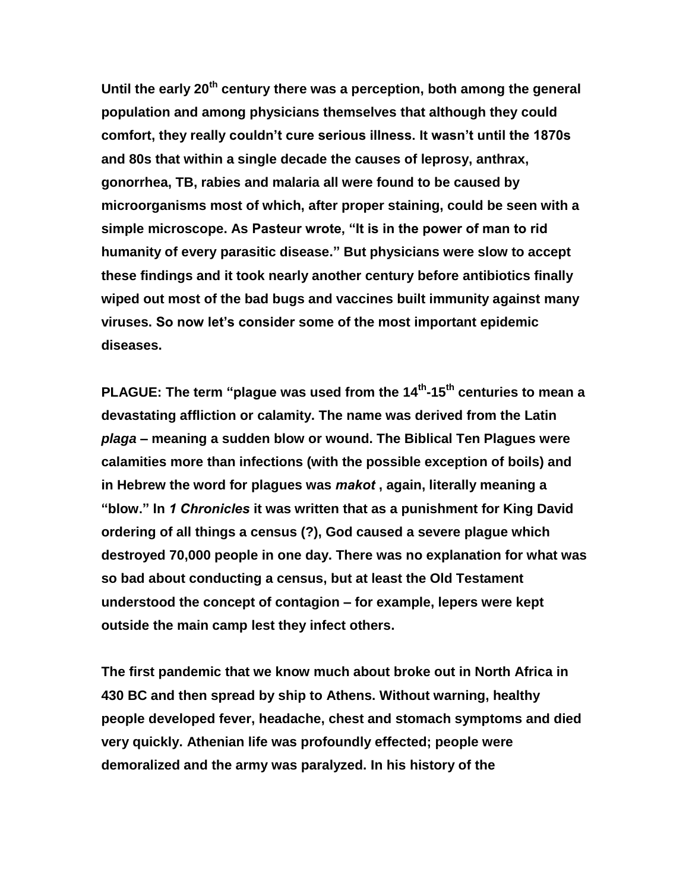**Until the early 20th century there was a perception, both among the general population and among physicians themselves that although they could comfort, they really couldn't cure serious illness. It wasn't until the 1870s and 80s that within a single decade the causes of leprosy, anthrax, gonorrhea, TB, rabies and malaria all were found to be caused by microorganisms most of which, after proper staining, could be seen with a simple microscope. As Pasteur wrote, "It is in the power of man to rid humanity of every parasitic disease." But physicians were slow to accept these findings and it took nearly another century before antibiotics finally wiped out most of the bad bugs and vaccines built immunity against many viruses. So now let's consider some of the most important epidemic diseases.**

**PLAGUE: The term "plague was used from the 14th-15th centuries to mean a devastating affliction or calamity. The name was derived from the Latin *plaga* – meaning a sudden blow or wound. The Biblical Ten Plagues were calamities more than infections (with the possible exception of boils) and in Hebrew the word for plagues was *makot* , again, literally meaning a "blow." In *1 Chronicles* it was written that as a punishment for King David ordering of all things a census (?), God caused a severe plague which destroyed 70,000 people in one day. There was no explanation for what was so bad about conducting a census, but at least the Old Testament understood the concept of contagion – for example, lepers were kept outside the main camp lest they infect others.**

**The first pandemic that we know much about broke out in North Africa in 430 BC and then spread by ship to Athens. Without warning, healthy people developed fever, headache, chest and stomach symptoms and died very quickly. Athenian life was profoundly effected; people were demoralized and the army was paralyzed. In his history of the**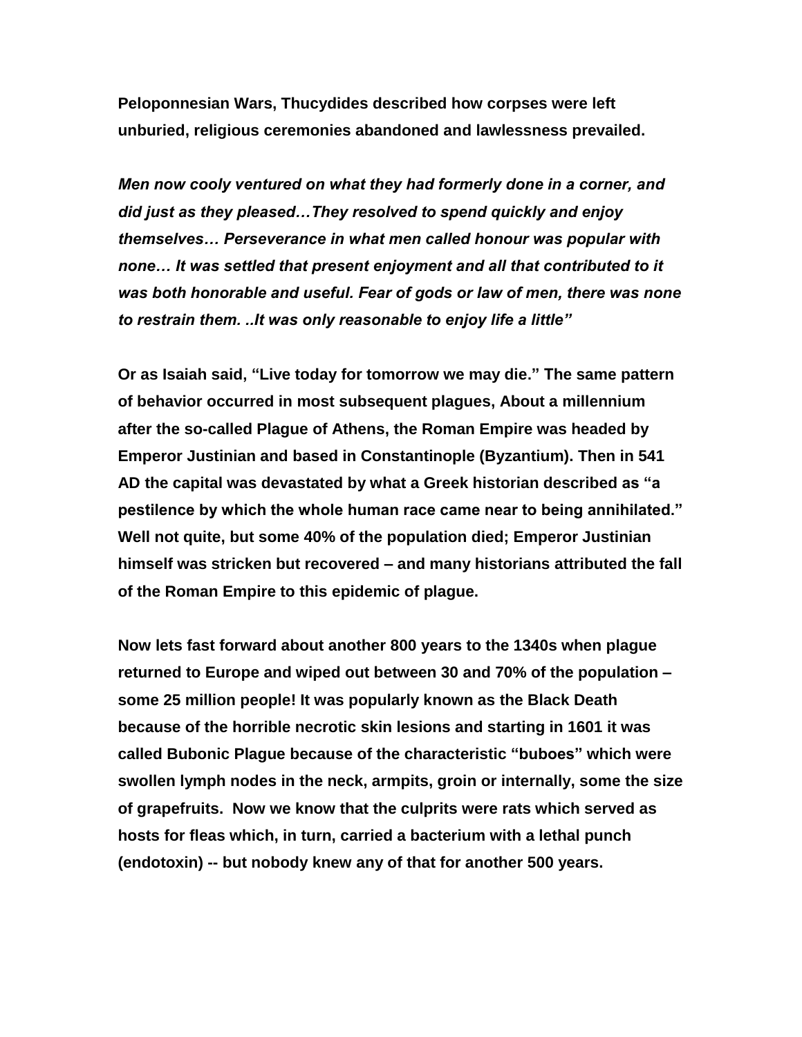**Peloponnesian Wars, Thucydides described how corpses were left unburied, religious ceremonies abandoned and lawlessness prevailed.**

***Men now cooly ventured on what they had formerly done in a corner, and did just as they pleased…They resolved to spend quickly and enjoy themselves… Perseverance in what men called honour was popular with none… It was settled that present enjoyment and all that contributed to it was both honorable and useful. Fear of gods or law of men, there was none to restrain them. ..It was only reasonable to enjoy life a little"***

**Or as Isaiah said, "Live today for tomorrow we may die." The same pattern of behavior occurred in most subsequent plagues, About a millennium after the so-called Plague of Athens, the Roman Empire was headed by Emperor Justinian and based in Constantinople (Byzantium). Then in 541 AD the capital was devastated by what a Greek historian described as "a pestilence by which the whole human race came near to being annihilated." Well not quite, but some 40% of the population died; Emperor Justinian himself was stricken but recovered – and many historians attributed the fall of the Roman Empire to this epidemic of plague.**

**Now lets fast forward about another 800 years to the 1340s when plague returned to Europe and wiped out between 30 and 70% of the population – some 25 million people! It was popularly known as the Black Death because of the horrible necrotic skin lesions and starting in 1601 it was called Bubonic Plague because of the characteristic "buboes" which were swollen lymph nodes in the neck, armpits, groin or internally, some the size of grapefruits. Now we know that the culprits were rats which served as hosts for fleas which, in turn, carried a bacterium with a lethal punch (endotoxin) -- but nobody knew any of that for another 500 years.**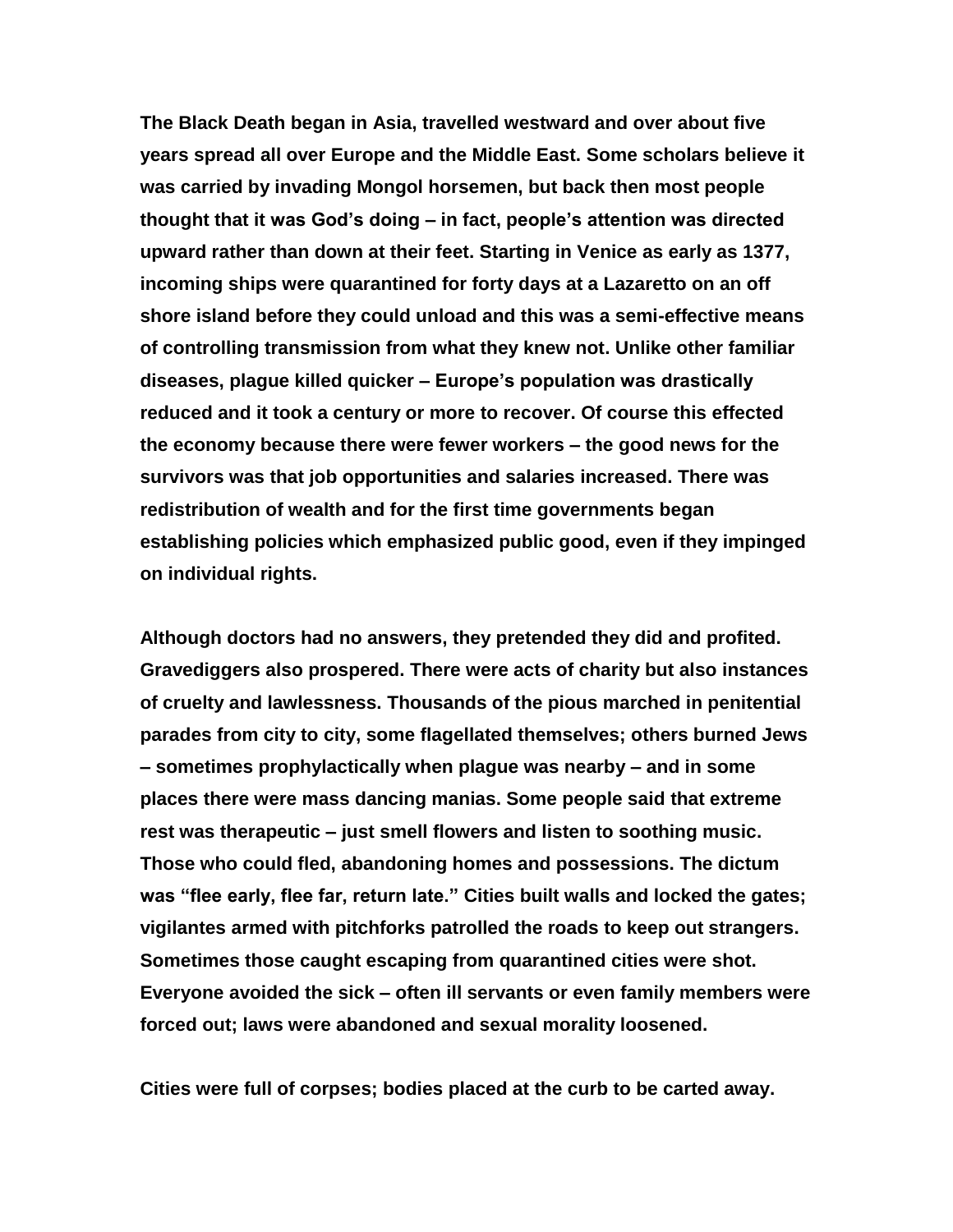The Black Death began in Asia, travelled westward and over about five years spread all over Europe and the Middle East. Some scholars believe it was carried by invading Mongol horsemen, but back then most people thought that it was God's doing – in fact, people's attention was directed upward rather than down at their feet. Starting in Venice as early as 1377, incoming ships were quarantined for forty days at a Lazaretto on an off shore island before they could unload and this was a semi-effective means of controlling transmission from what they knew not. Unlike other familiar diseases, plague killed quicker – Europe's population was drastically reduced and it took a century or more to recover. Of course this effected the economy because there were fewer workers – the good news for the survivors was that job opportunities and salaries increased. There was redistribution of wealth and for the first time governments began establishing policies which emphasized public good, even if they impinged on individual rights.

Although doctors had no answers, they pretended they did and profited. Gravediggers also prospered. There were acts of charity but also instances of cruelty and lawlessness. Thousands of the pious marched in penitential parades from city to city, some flagellated themselves; others burned Jews – sometimes prophylactically when plague was nearby – and in some places there were mass dancing manias. Some people said that extreme rest was therapeutic – just smell flowers and listen to soothing music. Those who could fled, abandoning homes and possessions. The dictum was "flee early, flee far, return late." Cities built walls and locked the gates; vigilantes armed with pitchforks patrolled the roads to keep out strangers. Sometimes those caught escaping from quarantined cities were shot. Everyone avoided the sick – often ill servants or even family members were forced out; laws were abandoned and sexual morality loosened.

Cities were full of corpses; bodies placed at the curb to be carted away.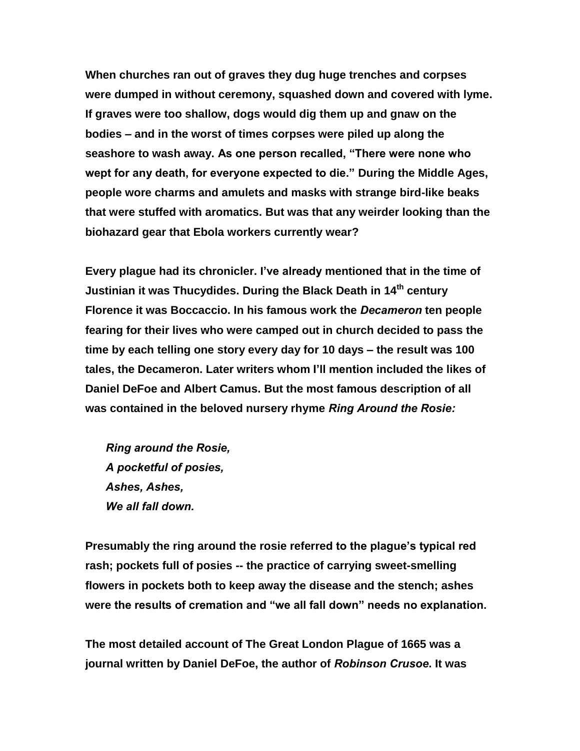When churches ran out of graves they dug huge trenches and corpses were dumped in without ceremony, squashed down and covered with lyme. If graves were too shallow, dogs would dig them up and gnaw on the bodies – and in the worst of times corpses were piled up along the seashore to wash away. As one person recalled, "There were none who wept for any death, for everyone expected to die." During the Middle Ages, people wore charms and amulets and masks with strange bird-like beaks that were stuffed with aromatics. But was that any weirder looking than the biohazard gear that Ebola workers currently wear?

Every plague had its chronicler. I've already mentioned that in the time of Justinian it was Thucydides. During the Black Death in 14th century Florence it was Boccaccio. In his famous work the *Decameron* ten people fearing for their lives who were camped out in church decided to pass the time by each telling one story every day for 10 days – the result was 100 tales, the Decameron. Later writers whom I'll mention included the likes of Daniel DeFoe and Albert Camus. But the most famous description of all was contained in the beloved nursery rhyme *Ring Around the Rosie:*

> *Ring around the Rosie,*
> *A pocketful of posies,*
> *Ashes, Ashes,*
> *We all fall down.*

Presumably the ring around the rosie referred to the plague's typical red rash; pockets full of posies -- the practice of carrying sweet-smelling flowers in pockets both to keep away the disease and the stench; ashes were the results of cremation and "we all fall down" needs no explanation.

The most detailed account of The Great London Plague of 1665 was a journal written by Daniel DeFoe, the author of *Robinson Crusoe*. It was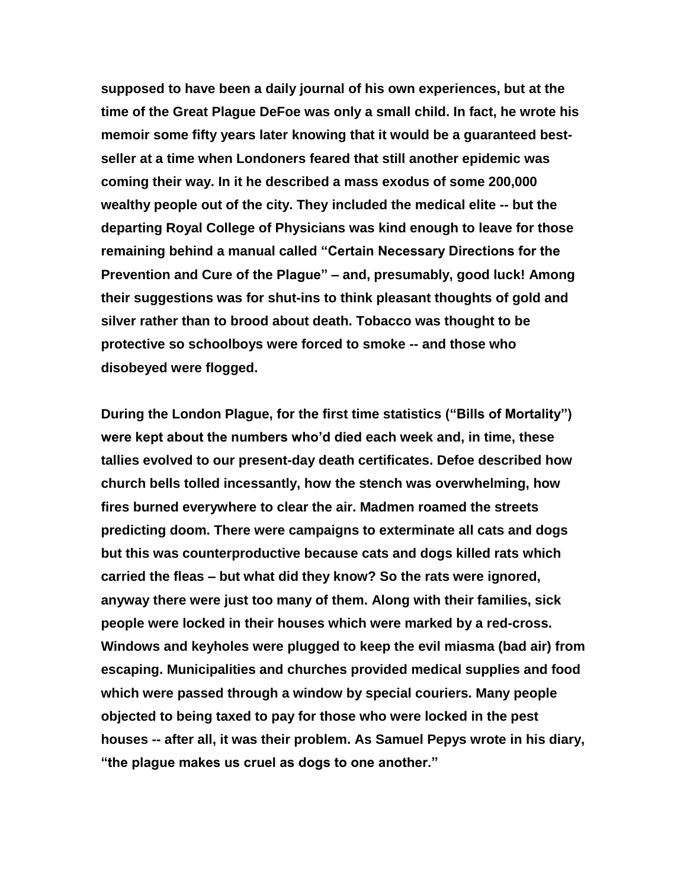**supposed to have been a daily journal of his own experiences, but at the time of the Great Plague DeFoe was only a small child. In fact, he wrote his memoir some fifty years later knowing that it would be a guaranteed best-seller at a time when Londoners feared that still another epidemic was coming their way. In it he described a mass exodus of some 200,000 wealthy people out of the city. They included the medical elite -- but the departing Royal College of Physicians was kind enough to leave for those remaining behind a manual called "Certain Necessary Directions for the Prevention and Cure of the Plague" – and, presumably, good luck! Among their suggestions was for shut-ins to think pleasant thoughts of gold and silver rather than to brood about death. Tobacco was thought to be protective so schoolboys were forced to smoke -- and those who disobeyed were flogged.**

**During the London Plague, for the first time statistics ("Bills of Mortality") were kept about the numbers who'd died each week and, in time, these tallies evolved to our present-day death certificates. Defoe described how church bells tolled incessantly, how the stench was overwhelming, how fires burned everywhere to clear the air. Madmen roamed the streets predicting doom. There were campaigns to exterminate all cats and dogs but this was counterproductive because cats and dogs killed rats which carried the fleas – but what did they know? So the rats were ignored, anyway there were just too many of them. Along with their families, sick people were locked in their houses which were marked by a red-cross. Windows and keyholes were plugged to keep the evil miasma (bad air) from escaping. Municipalities and churches provided medical supplies and food which were passed through a window by special couriers. Many people objected to being taxed to pay for those who were locked in the pest houses -- after all, it was their problem. As Samuel Pepys wrote in his diary, "the plague makes us cruel as dogs to one another."**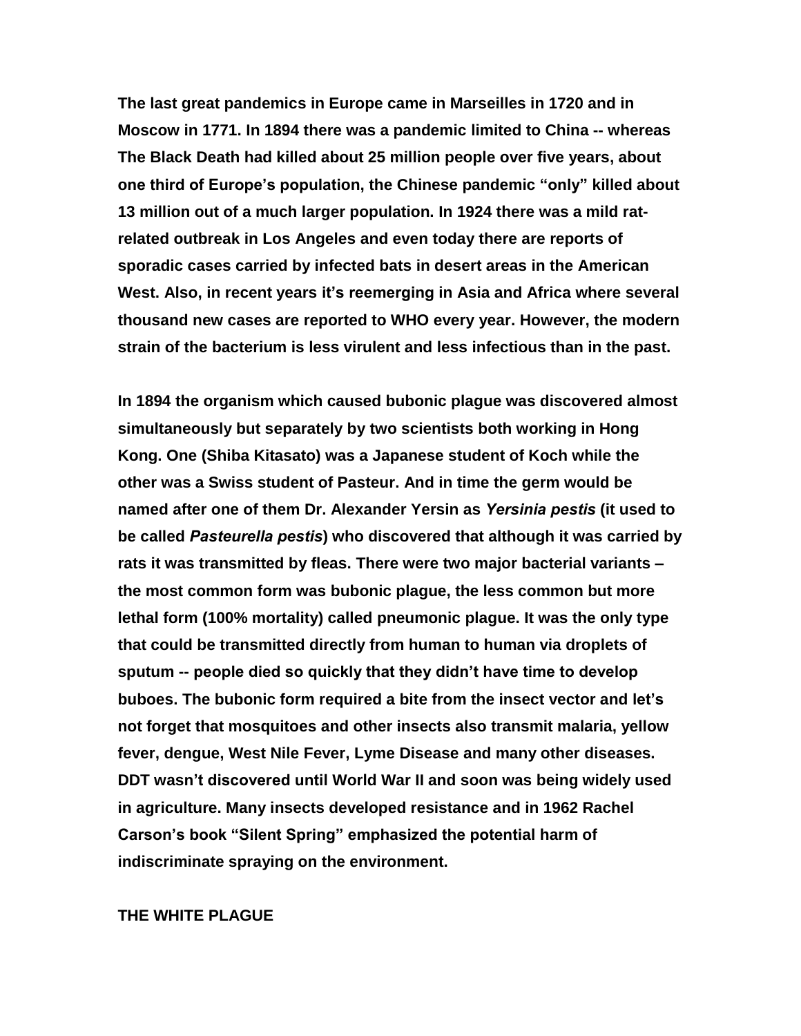**The last great pandemics in Europe came in Marseilles in 1720 and in Moscow in 1771. In 1894 there was a pandemic limited to China -- whereas The Black Death had killed about 25 million people over five years, about one third of Europe's population, the Chinese pandemic "only" killed about 13 million out of a much larger population. In 1924 there was a mild rat-related outbreak in Los Angeles and even today there are reports of sporadic cases carried by infected bats in desert areas in the American West. Also, in recent years it's reemerging in Asia and Africa where several thousand new cases are reported to WHO every year. However, the modern strain of the bacterium is less virulent and less infectious than in the past.**

**In 1894 the organism which caused bubonic plague was discovered almost simultaneously but separately by two scientists both working in Hong Kong. One (Shiba Kitasato) was a Japanese student of Koch while the other was a Swiss student of Pasteur. And in time the germ would be named after one of them Dr. Alexander Yersin as *Yersinia pestis* (it used to be called *Pasteurella pestis*) who discovered that although it was carried by rats it was transmitted by fleas. There were two major bacterial variants – the most common form was bubonic plague, the less common but more lethal form (100% mortality) called pneumonic plague. It was the only type that could be transmitted directly from human to human via droplets of sputum -- people died so quickly that they didn't have time to develop buboes. The bubonic form required a bite from the insect vector and let's not forget that mosquitoes and other insects also transmit malaria, yellow fever, dengue, West Nile Fever, Lyme Disease and many other diseases. DDT wasn't discovered until World War II and soon was being widely used in agriculture. Many insects developed resistance and in 1962 Rachel Carson's book "Silent Spring" emphasized the potential harm of indiscriminate spraying on the environment.**

## THE WHITE PLAGUE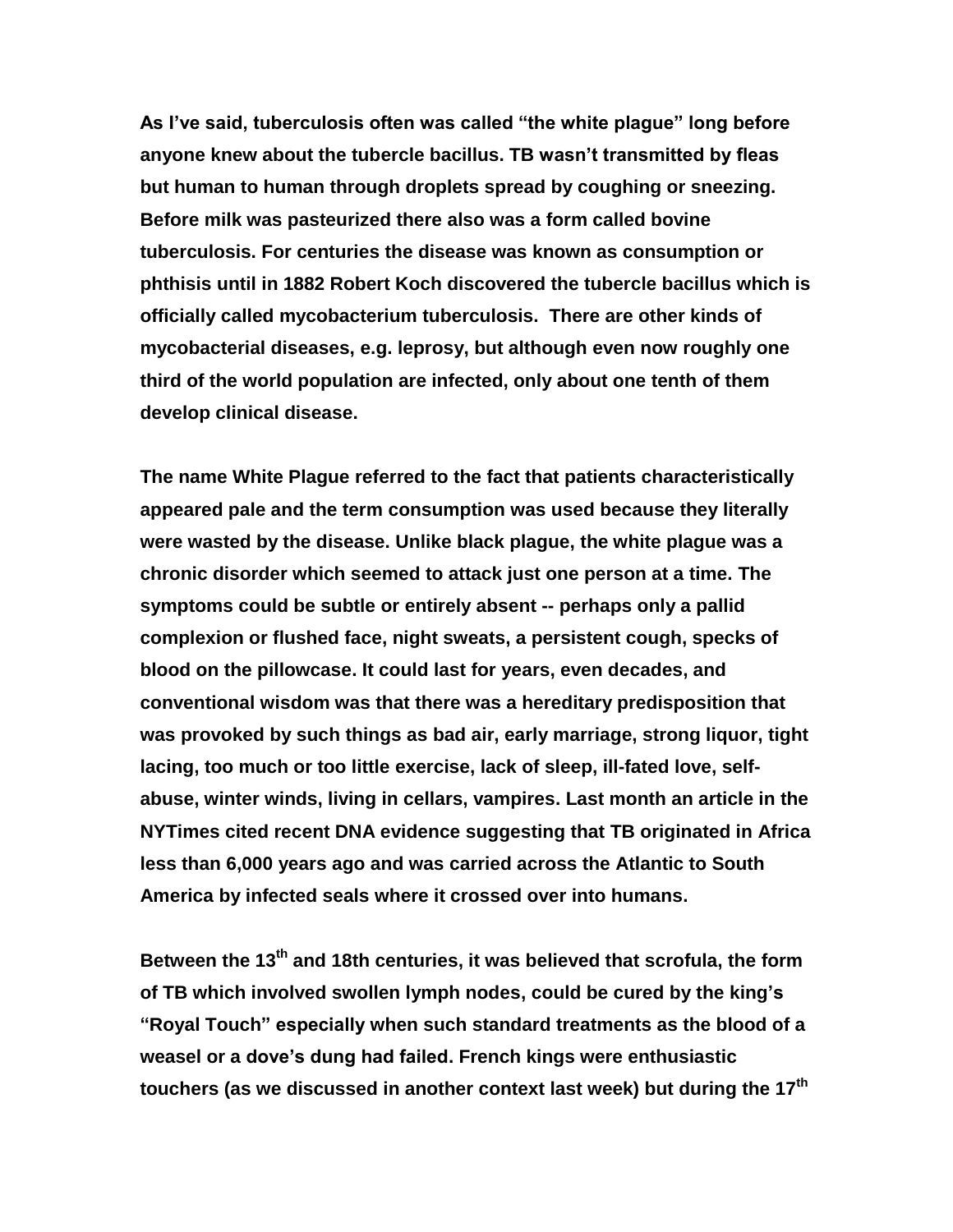As I've said, tuberculosis often was called "the white plague" long before anyone knew about the tubercle bacillus. TB wasn't transmitted by fleas but human to human through droplets spread by coughing or sneezing. Before milk was pasteurized there also was a form called bovine tuberculosis. For centuries the disease was known as consumption or phthisis until in 1882 Robert Koch discovered the tubercle bacillus which is officially called mycobacterium tuberculosis. There are other kinds of mycobacterial diseases, e.g. leprosy, but although even now roughly one third of the world population are infected, only about one tenth of them develop clinical disease.

The name White Plague referred to the fact that patients characteristically appeared pale and the term consumption was used because they literally were wasted by the disease. Unlike black plague, the white plague was a chronic disorder which seemed to attack just one person at a time. The symptoms could be subtle or entirely absent -- perhaps only a pallid complexion or flushed face, night sweats, a persistent cough, specks of blood on the pillowcase. It could last for years, even decades, and conventional wisdom was that there was a hereditary predisposition that was provoked by such things as bad air, early marriage, strong liquor, tight lacing, too much or too little exercise, lack of sleep, ill-fated love, self-abuse, winter winds, living in cellars, vampires. Last month an article in the NYTimes cited recent DNA evidence suggesting that TB originated in Africa less than 6,000 years ago and was carried across the Atlantic to South America by infected seals where it crossed over into humans.

Between the 13th and 18th centuries, it was believed that scrofula, the form of TB which involved swollen lymph nodes, could be cured by the king's "Royal Touch" especially when such standard treatments as the blood of a weasel or a dove's dung had failed. French kings were enthusiastic touchers (as we discussed in another context last week) but during the 17th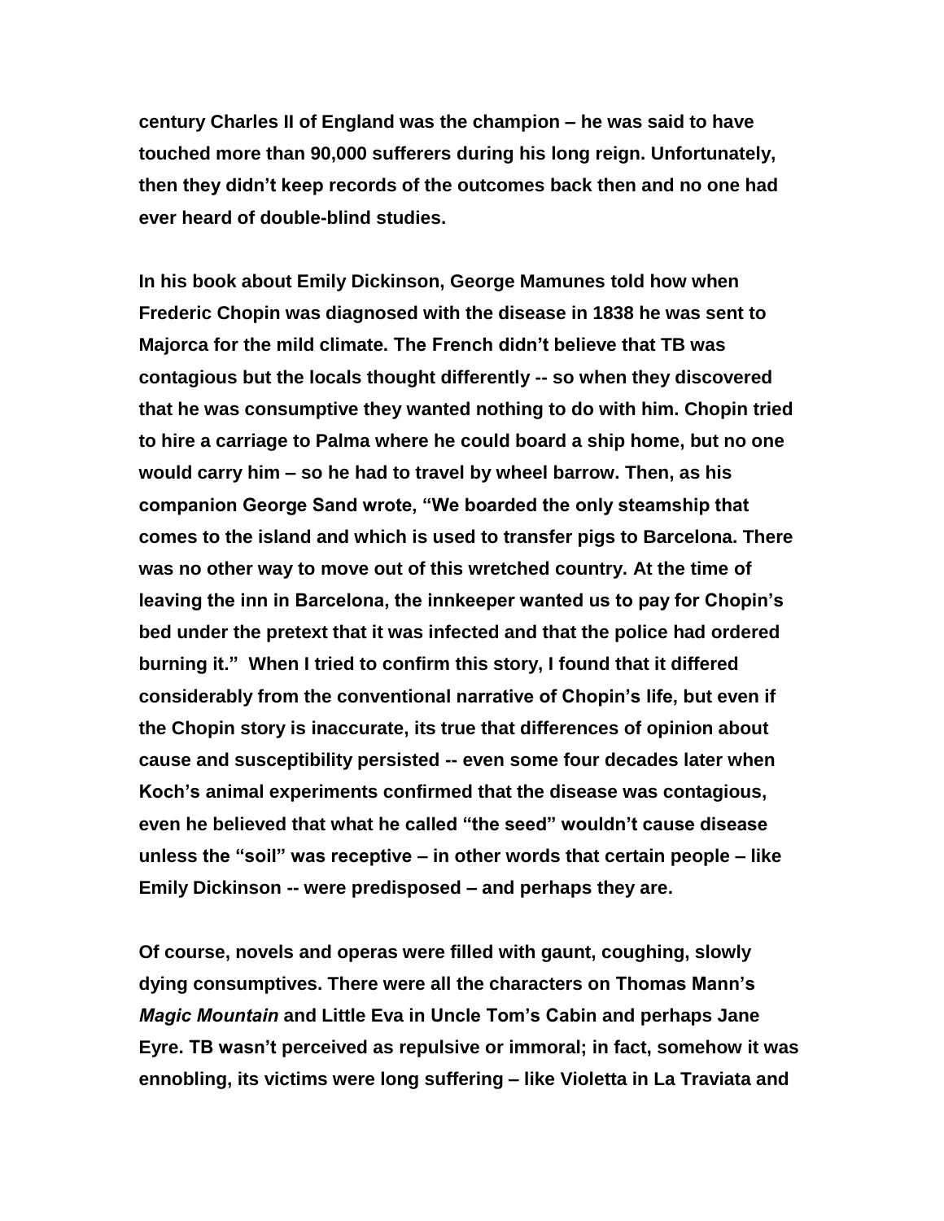century Charles II of England was the champion – he was said to have touched more than 90,000 sufferers during his long reign. Unfortunately, then they didn't keep records of the outcomes back then and no one had ever heard of double-blind studies.

In his book about Emily Dickinson, George Mamunes told how when Frederic Chopin was diagnosed with the disease in 1838 he was sent to Majorca for the mild climate. The French didn't believe that TB was contagious but the locals thought differently -- so when they discovered that he was consumptive they wanted nothing to do with him. Chopin tried to hire a carriage to Palma where he could board a ship home, but no one would carry him – so he had to travel by wheel barrow. Then, as his companion George Sand wrote, "We boarded the only steamship that comes to the island and which is used to transfer pigs to Barcelona. There was no other way to move out of this wretched country. At the time of leaving the inn in Barcelona, the innkeeper wanted us to pay for Chopin's bed under the pretext that it was infected and that the police had ordered burning it." When I tried to confirm this story, I found that it differed considerably from the conventional narrative of Chopin's life, but even if the Chopin story is inaccurate, its true that differences of opinion about cause and susceptibility persisted -- even some four decades later when Koch's animal experiments confirmed that the disease was contagious, even he believed that what he called "the seed" wouldn't cause disease unless the "soil" was receptive – in other words that certain people – like Emily Dickinson -- were predisposed – and perhaps they are.

Of course, novels and operas were filled with gaunt, coughing, slowly dying consumptives. There were all the characters on Thomas Mann's *Magic Mountain* and Little Eva in Uncle Tom's Cabin and perhaps Jane Eyre. TB wasn't perceived as repulsive or immoral; in fact, somehow it was ennobling, its victims were long suffering – like Violetta in La Traviata and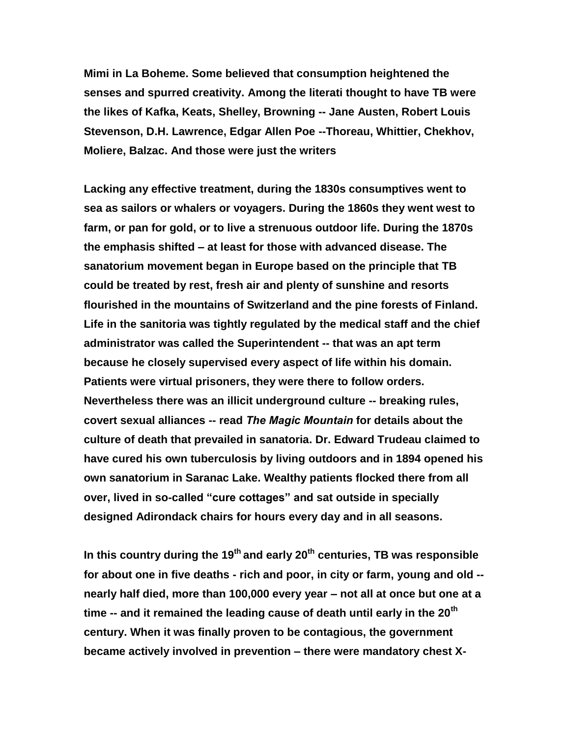**Mimi in La Boheme. Some believed that consumption heightened the senses and spurred creativity. Among the literati thought to have TB were the likes of Kafka, Keats, Shelley, Browning -- Jane Austen, Robert Louis Stevenson, D.H. Lawrence, Edgar Allen Poe --Thoreau, Whittier, Chekhov, Moliere, Balzac. And those were just the writers**

**Lacking any effective treatment, during the 1830s consumptives went to sea as sailors or whalers or voyagers. During the 1860s they went west to farm, or pan for gold, or to live a strenuous outdoor life. During the 1870s the emphasis shifted – at least for those with advanced disease. The sanatorium movement began in Europe based on the principle that TB could be treated by rest, fresh air and plenty of sunshine and resorts flourished in the mountains of Switzerland and the pine forests of Finland. Life in the sanitoria was tightly regulated by the medical staff and the chief administrator was called the Superintendent -- that was an apt term because he closely supervised every aspect of life within his domain. Patients were virtual prisoners, they were there to follow orders. Nevertheless there was an illicit underground culture -- breaking rules, covert sexual alliances -- read *The Magic Mountain* for details about the culture of death that prevailed in sanatoria. Dr. Edward Trudeau claimed to have cured his own tuberculosis by living outdoors and in 1894 opened his own sanatorium in Saranac Lake. Wealthy patients flocked there from all over, lived in so-called "cure cottages" and sat outside in specially designed Adirondack chairs for hours every day and in all seasons.**

**In this country during the 19th and early 20th centuries, TB was responsible for about one in five deaths - rich and poor, in city or farm, young and old -- nearly half died, more than 100,000 every year – not all at once but one at a time -- and it remained the leading cause of death until early in the 20th century. When it was finally proven to be contagious, the government became actively involved in prevention – there were mandatory chest X-**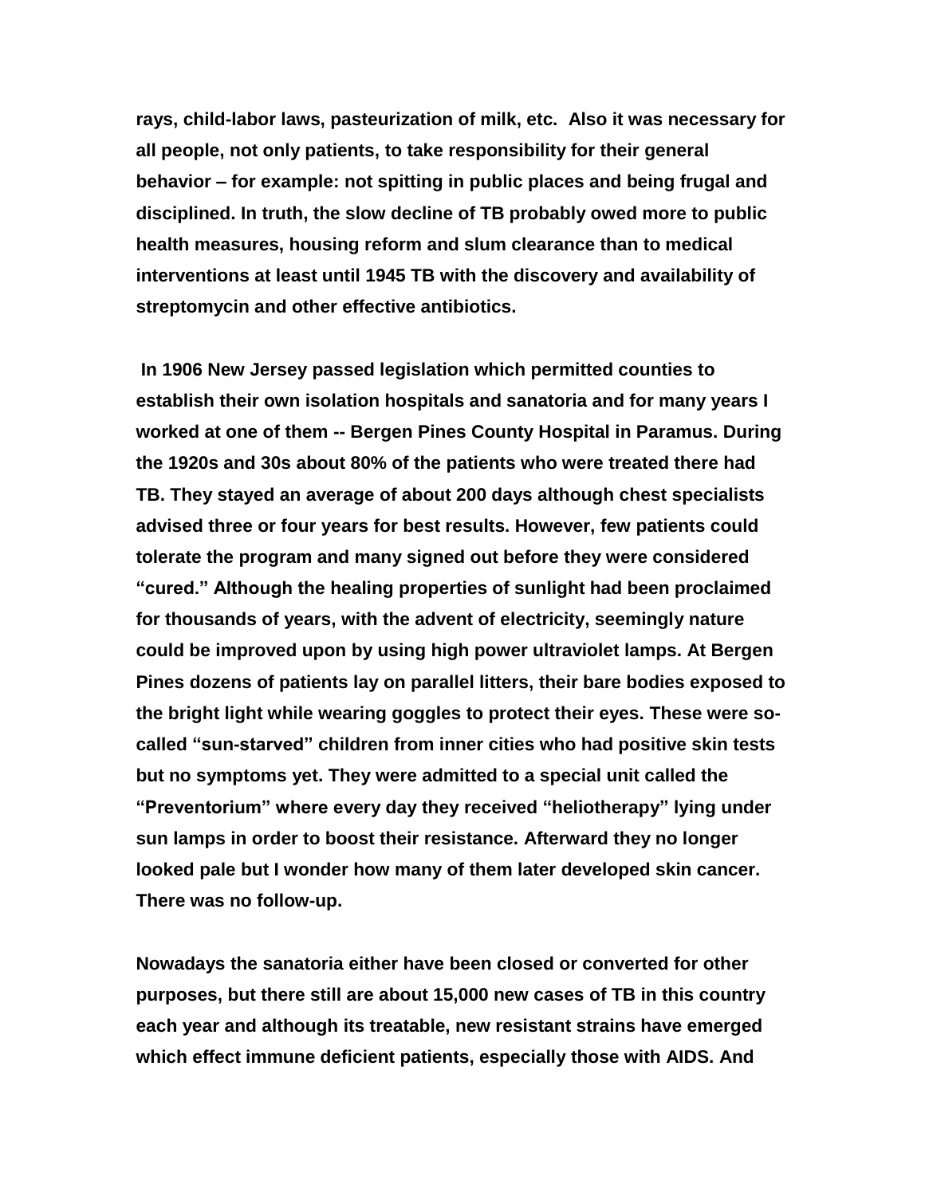**rays, child-labor laws, pasteurization of milk, etc. Also it was necessary for all people, not only patients, to take responsibility for their general behavior – for example: not spitting in public places and being frugal and disciplined. In truth, the slow decline of TB probably owed more to public health measures, housing reform and slum clearance than to medical interventions at least until 1945 TB with the discovery and availability of streptomycin and other effective antibiotics.**

**In 1906 New Jersey passed legislation which permitted counties to establish their own isolation hospitals and sanatoria and for many years I worked at one of them -- Bergen Pines County Hospital in Paramus. During the 1920s and 30s about 80% of the patients who were treated there had TB. They stayed an average of about 200 days although chest specialists advised three or four years for best results. However, few patients could tolerate the program and many signed out before they were considered "cured." Although the healing properties of sunlight had been proclaimed for thousands of years, with the advent of electricity, seemingly nature could be improved upon by using high power ultraviolet lamps. At Bergen Pines dozens of patients lay on parallel litters, their bare bodies exposed to the bright light while wearing goggles to protect their eyes. These were so-called "sun-starved" children from inner cities who had positive skin tests but no symptoms yet. They were admitted to a special unit called the "Preventorium" where every day they received "heliotherapy" lying under sun lamps in order to boost their resistance. Afterward they no longer looked pale but I wonder how many of them later developed skin cancer. There was no follow-up.**

**Nowadays the sanatoria either have been closed or converted for other purposes, but there still are about 15,000 new cases of TB in this country each year and although its treatable, new resistant strains have emerged which effect immune deficient patients, especially those with AIDS. And**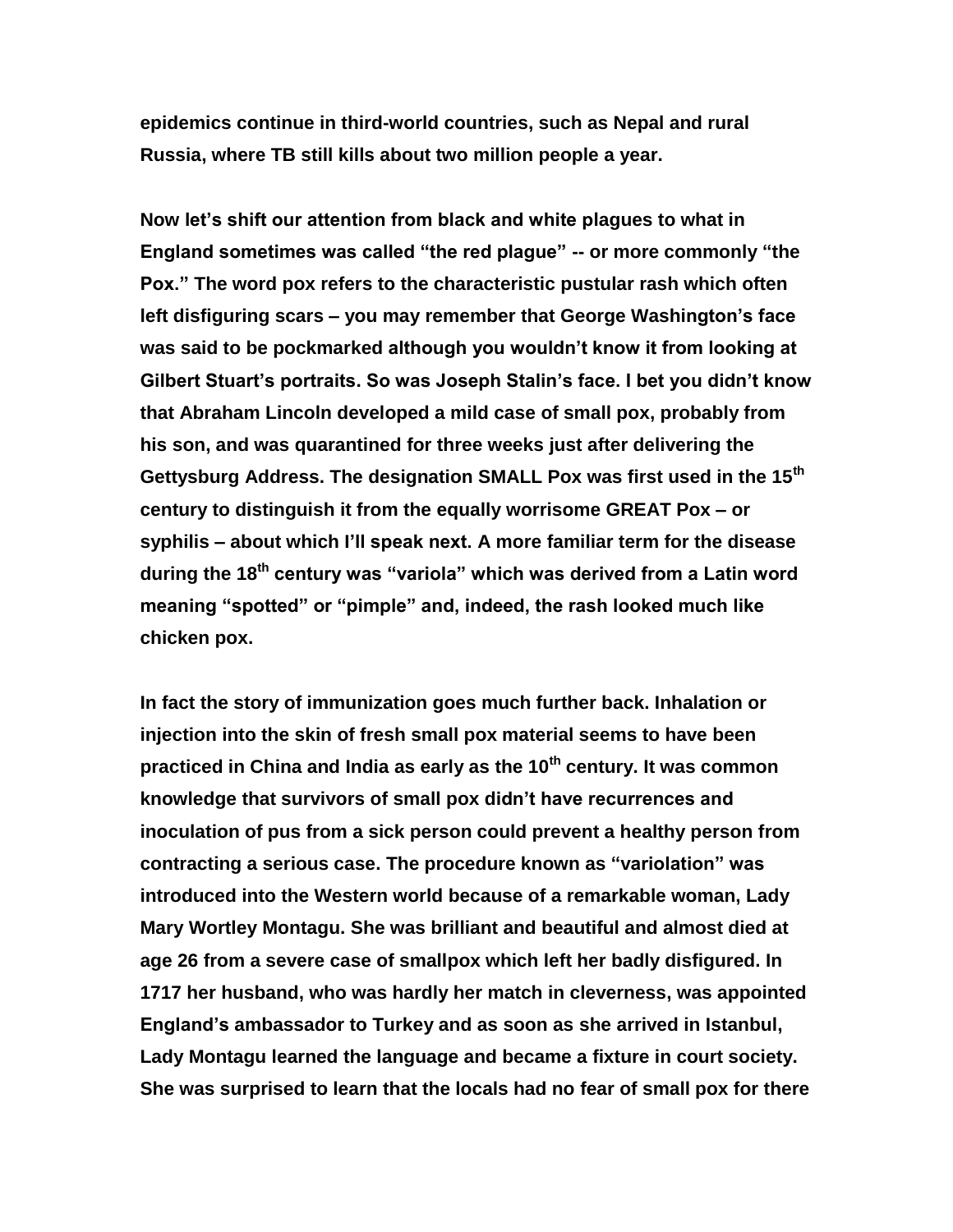**epidemics continue in third-world countries, such as Nepal and rural Russia, where TB still kills about two million people a year.**

**Now let's shift our attention from black and white plagues to what in England sometimes was called "the red plague" -- or more commonly "the Pox." The word pox refers to the characteristic pustular rash which often left disfiguring scars – you may remember that George Washington's face was said to be pockmarked although you wouldn't know it from looking at Gilbert Stuart's portraits. So was Joseph Stalin's face. I bet you didn't know that Abraham Lincoln developed a mild case of small pox, probably from his son, and was quarantined for three weeks just after delivering the Gettysburg Address. The designation SMALL Pox was first used in the 15th century to distinguish it from the equally worrisome GREAT Pox – or syphilis – about which I'll speak next. A more familiar term for the disease during the 18th century was "variola" which was derived from a Latin word meaning "spotted" or "pimple" and, indeed, the rash looked much like chicken pox.**

**In fact the story of immunization goes much further back. Inhalation or injection into the skin of fresh small pox material seems to have been practiced in China and India as early as the 10th century. It was common knowledge that survivors of small pox didn't have recurrences and inoculation of pus from a sick person could prevent a healthy person from contracting a serious case. The procedure known as "variolation" was introduced into the Western world because of a remarkable woman, Lady Mary Wortley Montagu. She was brilliant and beautiful and almost died at age 26 from a severe case of smallpox which left her badly disfigured. In 1717 her husband, who was hardly her match in cleverness, was appointed England's ambassador to Turkey and as soon as she arrived in Istanbul, Lady Montagu learned the language and became a fixture in court society. She was surprised to learn that the locals had no fear of small pox for there**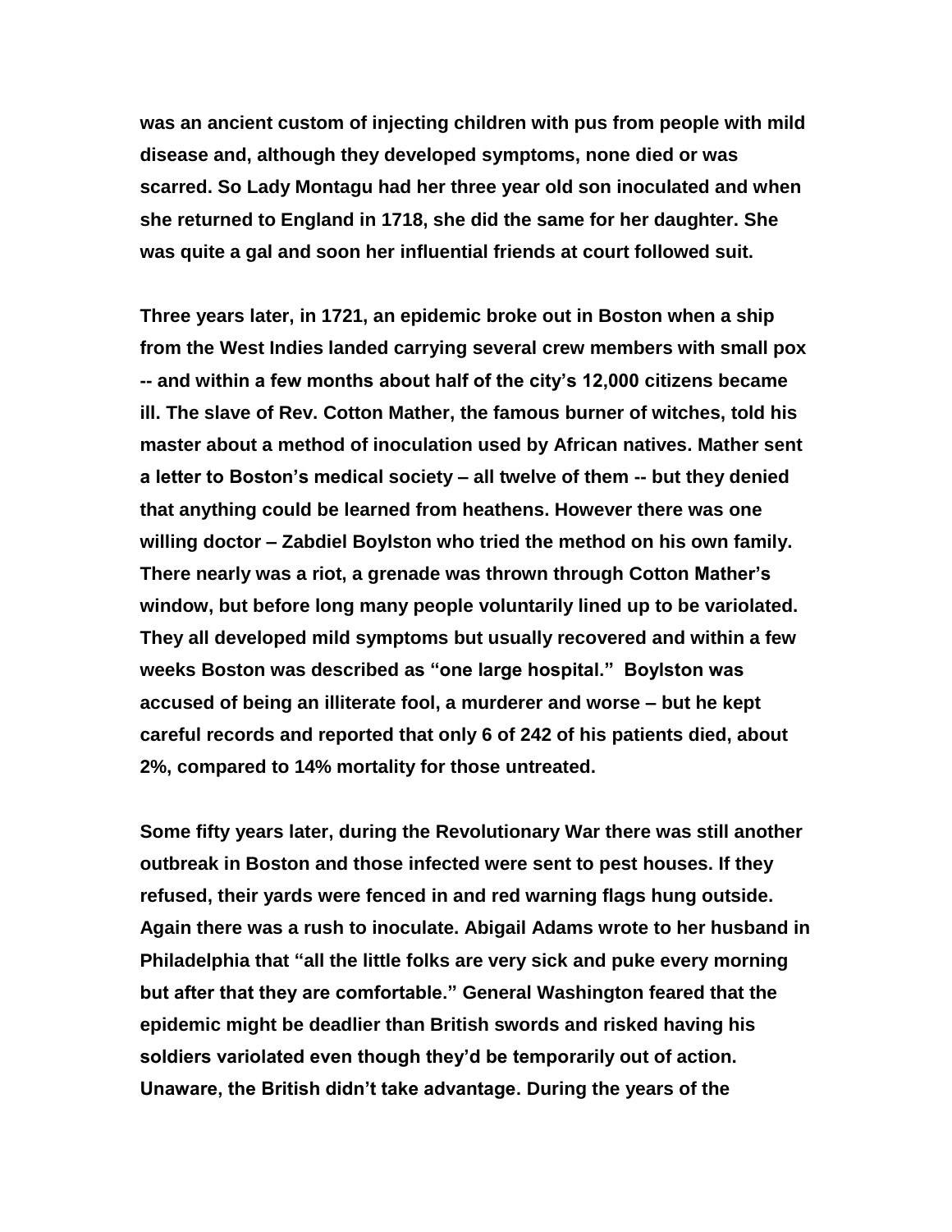**was an ancient custom of injecting children with pus from people with mild disease and, although they developed symptoms, none died or was scarred. So Lady Montagu had her three year old son inoculated and when she returned to England in 1718, she did the same for her daughter. She was quite a gal and soon her influential friends at court followed suit.**

**Three years later, in 1721, an epidemic broke out in Boston when a ship from the West Indies landed carrying several crew members with small pox -- and within a few months about half of the city's 12,000 citizens became ill. The slave of Rev. Cotton Mather, the famous burner of witches, told his master about a method of inoculation used by African natives. Mather sent a letter to Boston's medical society – all twelve of them -- but they denied that anything could be learned from heathens. However there was one willing doctor – Zabdiel Boylston who tried the method on his own family. There nearly was a riot, a grenade was thrown through Cotton Mather's window, but before long many people voluntarily lined up to be variolated. They all developed mild symptoms but usually recovered and within a few weeks Boston was described as "one large hospital." Boylston was accused of being an illiterate fool, a murderer and worse – but he kept careful records and reported that only 6 of 242 of his patients died, about 2%, compared to 14% mortality for those untreated.**

**Some fifty years later, during the Revolutionary War there was still another outbreak in Boston and those infected were sent to pest houses. If they refused, their yards were fenced in and red warning flags hung outside. Again there was a rush to inoculate. Abigail Adams wrote to her husband in Philadelphia that "all the little folks are very sick and puke every morning but after that they are comfortable." General Washington feared that the epidemic might be deadlier than British swords and risked having his soldiers variolated even though they'd be temporarily out of action. Unaware, the British didn't take advantage. During the years of the**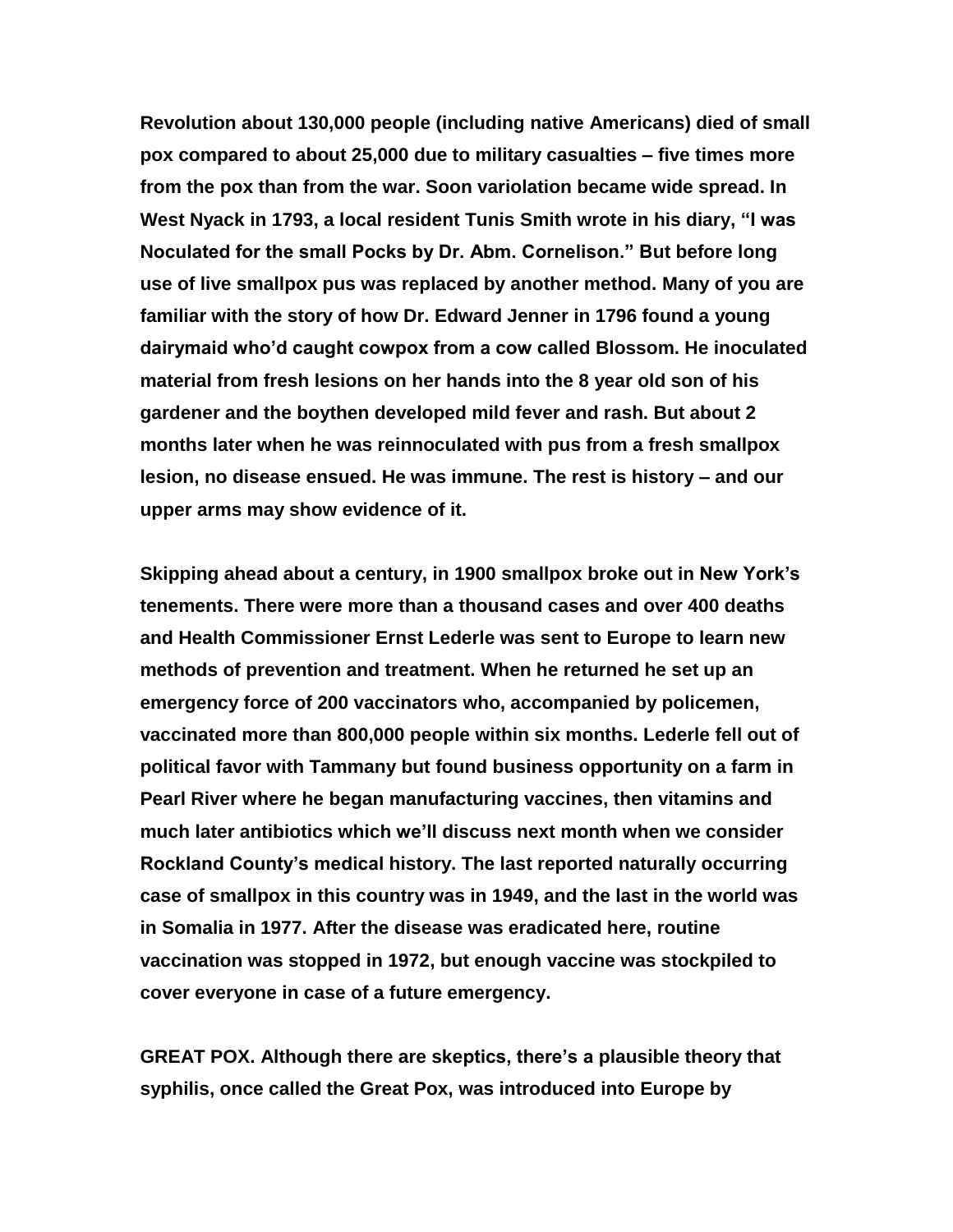**Revolution about 130,000 people (including native Americans) died of small pox compared to about 25,000 due to military casualties – five times more from the pox than from the war. Soon variolation became wide spread. In West Nyack in 1793, a local resident Tunis Smith wrote in his diary, "I was Noculated for the small Pocks by Dr. Abm. Cornelison." But before long use of live smallpox pus was replaced by another method. Many of you are familiar with the story of how Dr. Edward Jenner in 1796 found a young dairymaid who'd caught cowpox from a cow called Blossom. He inoculated material from fresh lesions on her hands into the 8 year old son of his gardener and the boythen developed mild fever and rash. But about 2 months later when he was reinnoculated with pus from a fresh smallpox lesion, no disease ensued. He was immune. The rest is history – and our upper arms may show evidence of it.**

**Skipping ahead about a century, in 1900 smallpox broke out in New York's tenements. There were more than a thousand cases and over 400 deaths and Health Commissioner Ernst Lederle was sent to Europe to learn new methods of prevention and treatment. When he returned he set up an emergency force of 200 vaccinators who, accompanied by policemen, vaccinated more than 800,000 people within six months. Lederle fell out of political favor with Tammany but found business opportunity on a farm in Pearl River where he began manufacturing vaccines, then vitamins and much later antibiotics which we'll discuss next month when we consider Rockland County's medical history. The last reported naturally occurring case of smallpox in this country was in 1949, and the last in the world was in Somalia in 1977. After the disease was eradicated here, routine vaccination was stopped in 1972, but enough vaccine was stockpiled to cover everyone in case of a future emergency.**

**GREAT POX. Although there are skeptics, there's a plausible theory that syphilis, once called the Great Pox, was introduced into Europe by**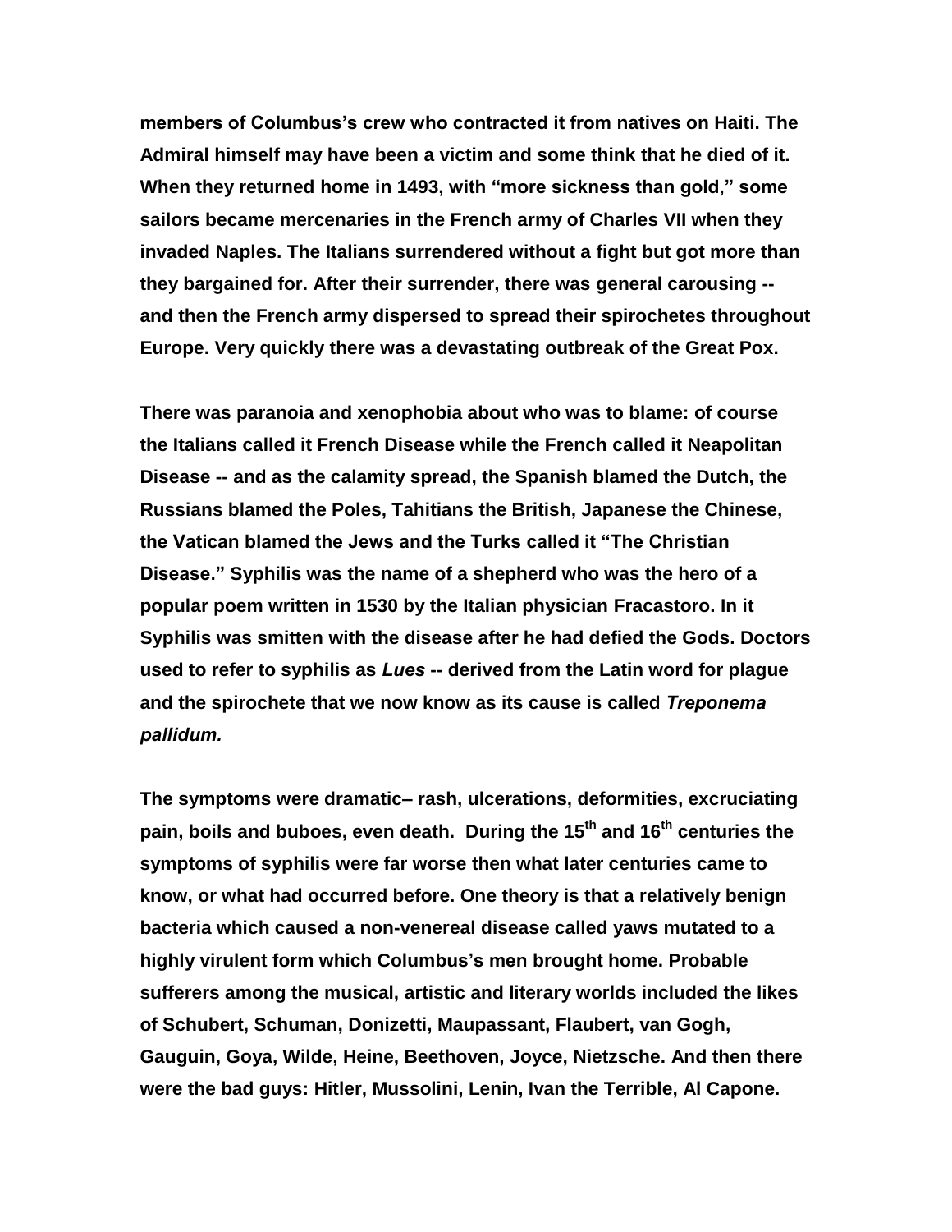**members of Columbus's crew who contracted it from natives on Haiti. The Admiral himself may have been a victim and some think that he died of it. When they returned home in 1493, with "more sickness than gold," some sailors became mercenaries in the French army of Charles VII when they invaded Naples. The Italians surrendered without a fight but got more than they bargained for. After their surrender, there was general carousing -- and then the French army dispersed to spread their spirochetes throughout Europe. Very quickly there was a devastating outbreak of the Great Pox.**

**There was paranoia and xenophobia about who was to blame: of course the Italians called it French Disease while the French called it Neapolitan Disease -- and as the calamity spread, the Spanish blamed the Dutch, the Russians blamed the Poles, Tahitians the British, Japanese the Chinese, the Vatican blamed the Jews and the Turks called it "The Christian Disease." Syphilis was the name of a shepherd who was the hero of a popular poem written in 1530 by the Italian physician Fracastoro. In it Syphilis was smitten with the disease after he had defied the Gods. Doctors used to refer to syphilis as *Lues* -- derived from the Latin word for plague and the spirochete that we now know as its cause is called *Treponema pallidum.***

**The symptoms were dramatic– rash, ulcerations, deformities, excruciating pain, boils and buboes, even death. During the 15th and 16th centuries the symptoms of syphilis were far worse then what later centuries came to know, or what had occurred before. One theory is that a relatively benign bacteria which caused a non-venereal disease called yaws mutated to a highly virulent form which Columbus's men brought home. Probable sufferers among the musical, artistic and literary worlds included the likes of Schubert, Schuman, Donizetti, Maupassant, Flaubert, van Gogh, Gauguin, Goya, Wilde, Heine, Beethoven, Joyce, Nietzsche. And then there were the bad guys: Hitler, Mussolini, Lenin, Ivan the Terrible, Al Capone.**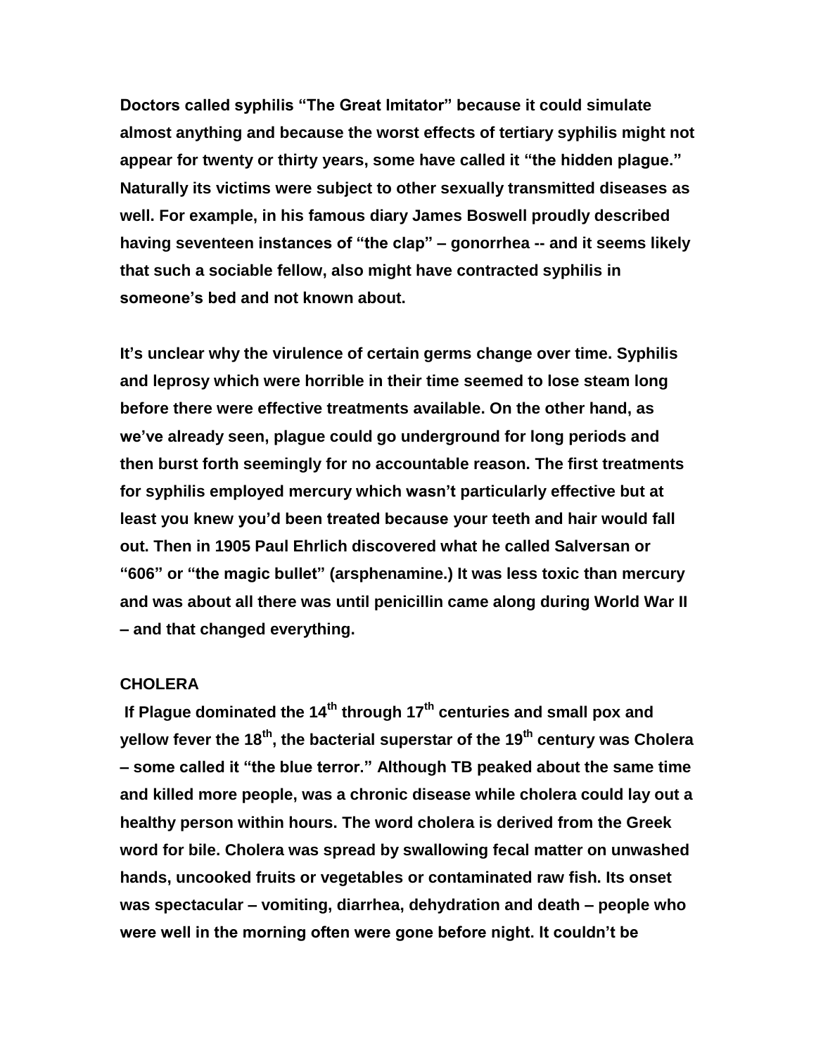**Doctors called syphilis "The Great Imitator" because it could simulate almost anything and because the worst effects of tertiary syphilis might not appear for twenty or thirty years, some have called it "the hidden plague." Naturally its victims were subject to other sexually transmitted diseases as well. For example, in his famous diary James Boswell proudly described having seventeen instances of "the clap" – gonorrhea -- and it seems likely that such a sociable fellow, also might have contracted syphilis in someone's bed and not known about.**

**It's unclear why the virulence of certain germs change over time. Syphilis and leprosy which were horrible in their time seemed to lose steam long before there were effective treatments available. On the other hand, as we've already seen, plague could go underground for long periods and then burst forth seemingly for no accountable reason. The first treatments for syphilis employed mercury which wasn't particularly effective but at least you knew you'd been treated because your teeth and hair would fall out. Then in 1905 Paul Ehrlich discovered what he called Salversan or "606" or "the magic bullet" (arsphenamine.) It was less toxic than mercury and was about all there was until penicillin came along during World War II – and that changed everything.**

## CHOLERA

**If Plague dominated the 14th through 17th centuries and small pox and yellow fever the 18th, the bacterial superstar of the 19th century was Cholera – some called it "the blue terror." Although TB peaked about the same time and killed more people, was a chronic disease while cholera could lay out a healthy person within hours. The word cholera is derived from the Greek word for bile. Cholera was spread by swallowing fecal matter on unwashed hands, uncooked fruits or vegetables or contaminated raw fish. Its onset was spectacular – vomiting, diarrhea, dehydration and death – people who were well in the morning often were gone before night. It couldn't be**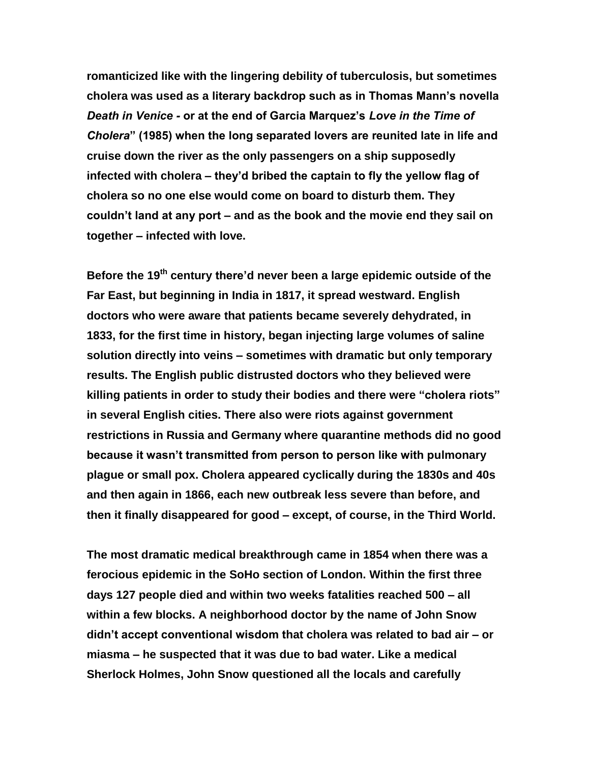**romanticized like with the lingering debility of tuberculosis, but sometimes cholera was used as a literary backdrop such as in Thomas Mann's novella *Death in Venice -* or at the end of Garcia Marquez's *Love in the Time of Cholera*" (1985) when the long separated lovers are reunited late in life and cruise down the river as the only passengers on a ship supposedly infected with cholera – they'd bribed the captain to fly the yellow flag of cholera so no one else would come on board to disturb them. They couldn't land at any port – and as the book and the movie end they sail on together – infected with love.**

**Before the 19th century there'd never been a large epidemic outside of the Far East, but beginning in India in 1817, it spread westward. English doctors who were aware that patients became severely dehydrated, in 1833, for the first time in history, began injecting large volumes of saline solution directly into veins – sometimes with dramatic but only temporary results. The English public distrusted doctors who they believed were killing patients in order to study their bodies and there were "cholera riots" in several English cities. There also were riots against government restrictions in Russia and Germany where quarantine methods did no good because it wasn't transmitted from person to person like with pulmonary plague or small pox. Cholera appeared cyclically during the 1830s and 40s and then again in 1866, each new outbreak less severe than before, and then it finally disappeared for good – except, of course, in the Third World.**

**The most dramatic medical breakthrough came in 1854 when there was a ferocious epidemic in the SoHo section of London. Within the first three days 127 people died and within two weeks fatalities reached 500 – all within a few blocks. A neighborhood doctor by the name of John Snow didn't accept conventional wisdom that cholera was related to bad air – or miasma – he suspected that it was due to bad water. Like a medical Sherlock Holmes, John Snow questioned all the locals and carefully**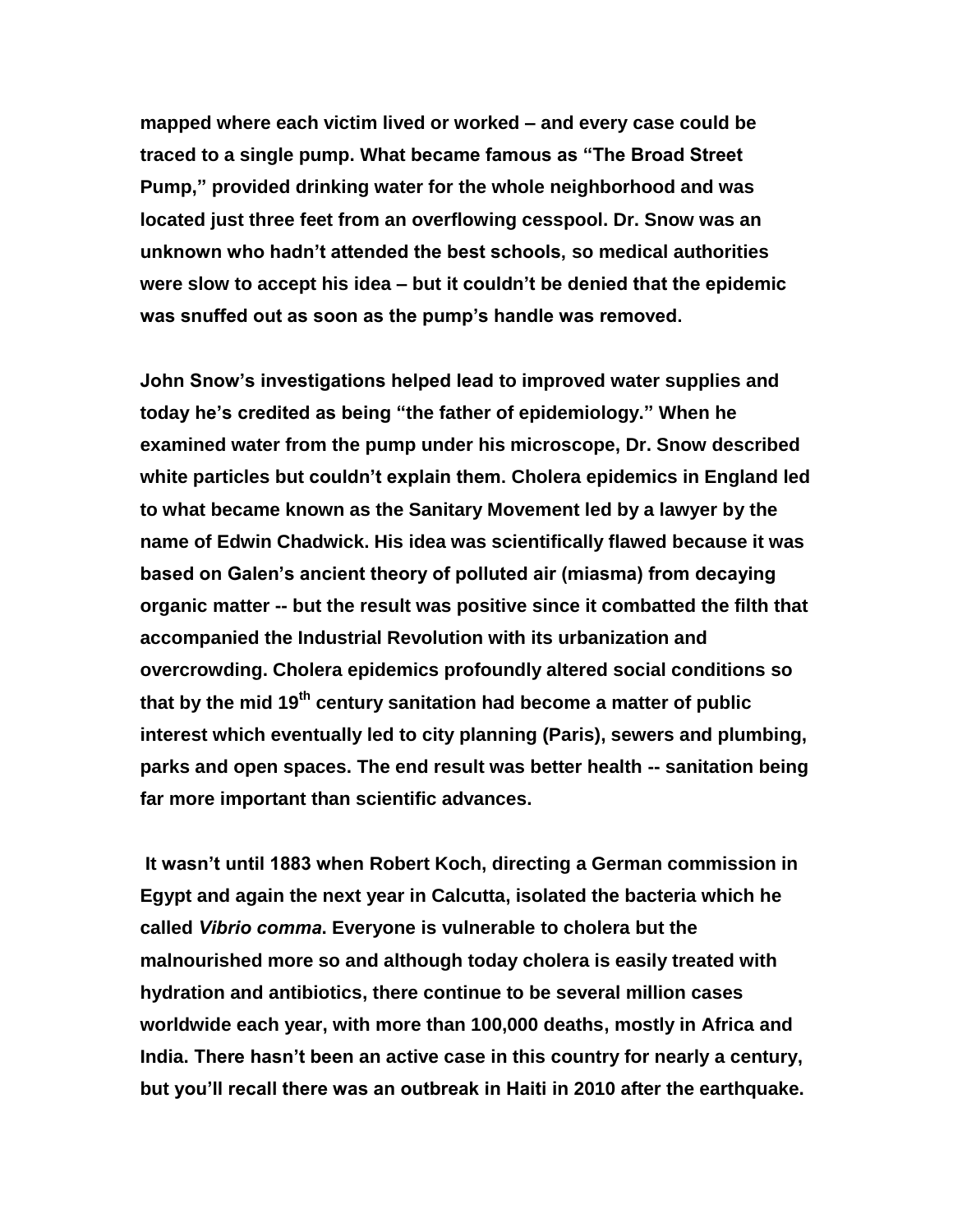**mapped where each victim lived or worked – and every case could be traced to a single pump. What became famous as "The Broad Street Pump," provided drinking water for the whole neighborhood and was located just three feet from an overflowing cesspool. Dr. Snow was an unknown who hadn't attended the best schools, so medical authorities were slow to accept his idea – but it couldn't be denied that the epidemic was snuffed out as soon as the pump's handle was removed.**

**John Snow's investigations helped lead to improved water supplies and today he's credited as being "the father of epidemiology." When he examined water from the pump under his microscope, Dr. Snow described white particles but couldn't explain them. Cholera epidemics in England led to what became known as the Sanitary Movement led by a lawyer by the name of Edwin Chadwick. His idea was scientifically flawed because it was based on Galen's ancient theory of polluted air (miasma) from decaying organic matter -- but the result was positive since it combatted the filth that accompanied the Industrial Revolution with its urbanization and overcrowding. Cholera epidemics profoundly altered social conditions so that by the mid 19th century sanitation had become a matter of public interest which eventually led to city planning (Paris), sewers and plumbing, parks and open spaces. The end result was better health -- sanitation being far more important than scientific advances.**

**It wasn't until 1883 when Robert Koch, directing a German commission in Egypt and again the next year in Calcutta, isolated the bacteria which he called *Vibrio comma*. Everyone is vulnerable to cholera but the malnourished more so and although today cholera is easily treated with hydration and antibiotics, there continue to be several million cases worldwide each year, with more than 100,000 deaths, mostly in Africa and India. There hasn't been an active case in this country for nearly a century, but you'll recall there was an outbreak in Haiti in 2010 after the earthquake.**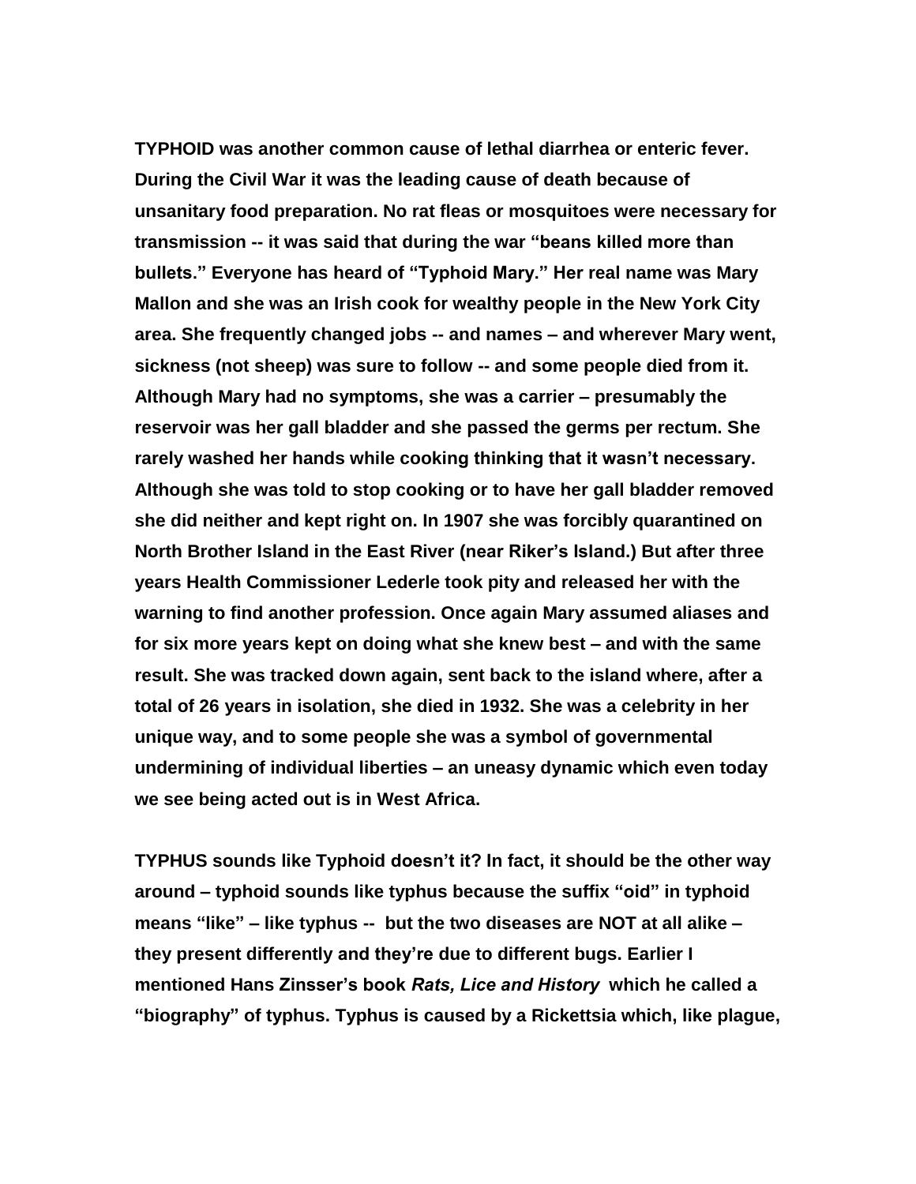**TYPHOID was another common cause of lethal diarrhea or enteric fever. During the Civil War it was the leading cause of death because of unsanitary food preparation. No rat fleas or mosquitoes were necessary for transmission -- it was said that during the war "beans killed more than bullets." Everyone has heard of "Typhoid Mary." Her real name was Mary Mallon and she was an Irish cook for wealthy people in the New York City area. She frequently changed jobs -- and names – and wherever Mary went, sickness (not sheep) was sure to follow -- and some people died from it. Although Mary had no symptoms, she was a carrier – presumably the reservoir was her gall bladder and she passed the germs per rectum. She rarely washed her hands while cooking thinking that it wasn't necessary. Although she was told to stop cooking or to have her gall bladder removed she did neither and kept right on. In 1907 she was forcibly quarantined on North Brother Island in the East River (near Riker's Island.) But after three years Health Commissioner Lederle took pity and released her with the warning to find another profession. Once again Mary assumed aliases and for six more years kept on doing what she knew best – and with the same result. She was tracked down again, sent back to the island where, after a total of 26 years in isolation, she died in 1932. She was a celebrity in her unique way, and to some people she was a symbol of governmental undermining of individual liberties – an uneasy dynamic which even today we see being acted out is in West Africa.**

**TYPHUS sounds like Typhoid doesn't it? In fact, it should be the other way around – typhoid sounds like typhus because the suffix "oid" in typhoid means "like" – like typhus -- but the two diseases are NOT at all alike – they present differently and they're due to different bugs. Earlier I mentioned Hans Zinsser's book *Rats, Lice and History* which he called a "biography" of typhus. Typhus is caused by a Rickettsia which, like plague,**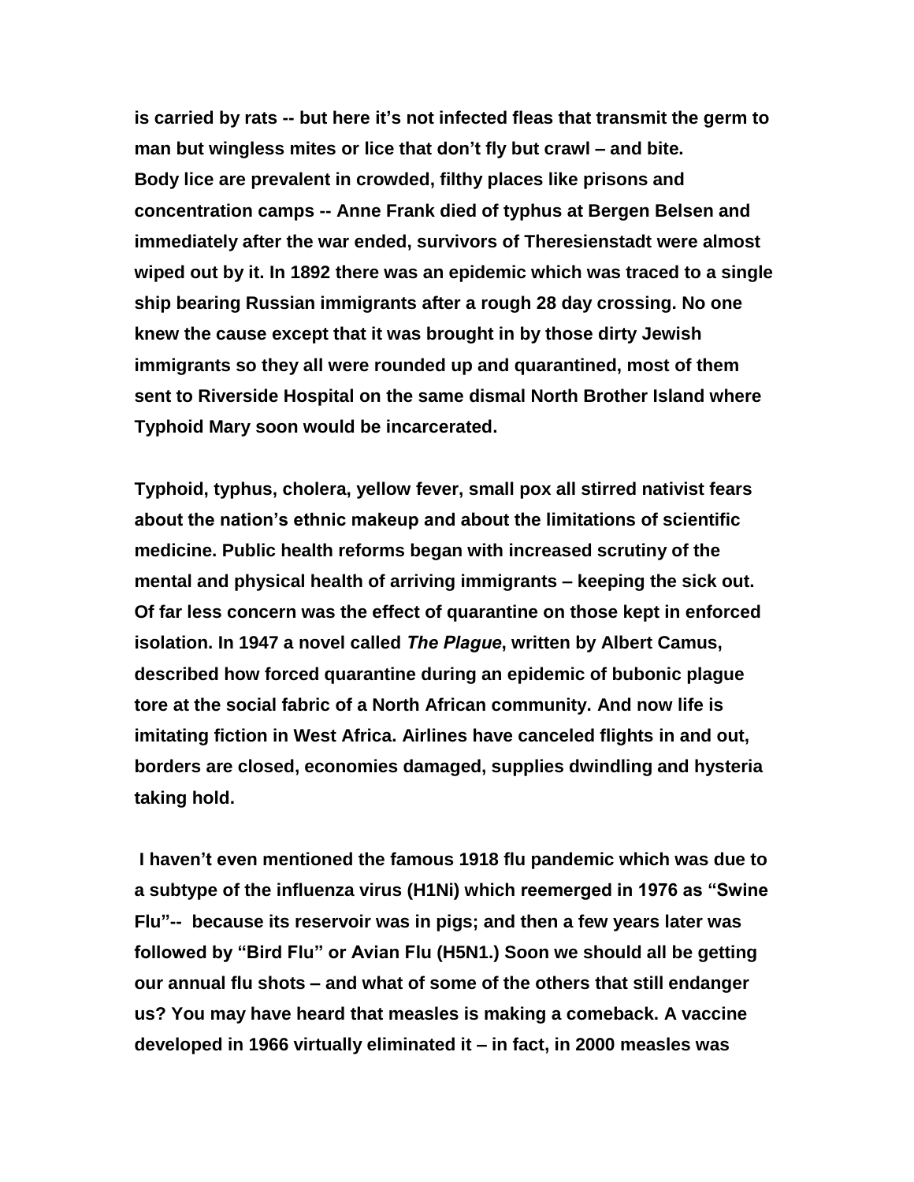**is carried by rats -- but here it's not infected fleas that transmit the germ to man but wingless mites or lice that don't fly but crawl – and bite. Body lice are prevalent in crowded, filthy places like prisons and concentration camps -- Anne Frank died of typhus at Bergen Belsen and immediately after the war ended, survivors of Theresienstadt were almost wiped out by it. In 1892 there was an epidemic which was traced to a single ship bearing Russian immigrants after a rough 28 day crossing. No one knew the cause except that it was brought in by those dirty Jewish immigrants so they all were rounded up and quarantined, most of them sent to Riverside Hospital on the same dismal North Brother Island where Typhoid Mary soon would be incarcerated.**

**Typhoid, typhus, cholera, yellow fever, small pox all stirred nativist fears about the nation's ethnic makeup and about the limitations of scientific medicine. Public health reforms began with increased scrutiny of the mental and physical health of arriving immigrants – keeping the sick out. Of far less concern was the effect of quarantine on those kept in enforced isolation. In 1947 a novel called *The Plague*, written by Albert Camus, described how forced quarantine during an epidemic of bubonic plague tore at the social fabric of a North African community. And now life is imitating fiction in West Africa. Airlines have canceled flights in and out, borders are closed, economies damaged, supplies dwindling and hysteria taking hold.**

**I haven't even mentioned the famous 1918 flu pandemic which was due to a subtype of the influenza virus (H1Ni) which reemerged in 1976 as "Swine Flu"-- because its reservoir was in pigs; and then a few years later was followed by "Bird Flu" or Avian Flu (H5N1.) Soon we should all be getting our annual flu shots – and what of some of the others that still endanger us? You may have heard that measles is making a comeback. A vaccine developed in 1966 virtually eliminated it – in fact, in 2000 measles was**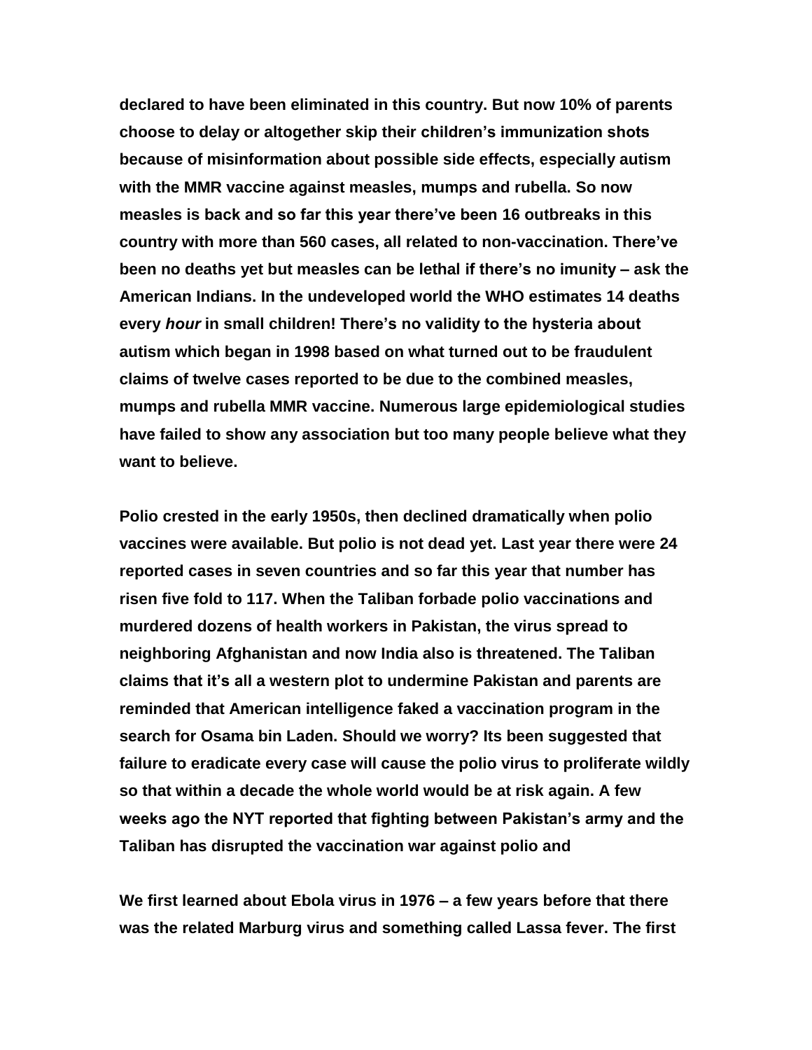**declared to have been eliminated in this country. But now 10% of parents choose to delay or altogether skip their children's immunization shots because of misinformation about possible side effects, especially autism with the MMR vaccine against measles, mumps and rubella. So now measles is back and so far this year there've been 16 outbreaks in this country with more than 560 cases, all related to non-vaccination. There've been no deaths yet but measles can be lethal if there's no imunity – ask the American Indians. In the undeveloped world the WHO estimates 14 deaths every *hour* in small children! There's no validity to the hysteria about autism which began in 1998 based on what turned out to be fraudulent claims of twelve cases reported to be due to the combined measles, mumps and rubella MMR vaccine. Numerous large epidemiological studies have failed to show any association but too many people believe what they want to believe.**

**Polio crested in the early 1950s, then declined dramatically when polio vaccines were available. But polio is not dead yet. Last year there were 24 reported cases in seven countries and so far this year that number has risen five fold to 117. When the Taliban forbade polio vaccinations and murdered dozens of health workers in Pakistan, the virus spread to neighboring Afghanistan and now India also is threatened. The Taliban claims that it's all a western plot to undermine Pakistan and parents are reminded that American intelligence faked a vaccination program in the search for Osama bin Laden. Should we worry? Its been suggested that failure to eradicate every case will cause the polio virus to proliferate wildly so that within a decade the whole world would be at risk again. A few weeks ago the NYT reported that fighting between Pakistan's army and the Taliban has disrupted the vaccination war against polio and**

**We first learned about Ebola virus in 1976 – a few years before that there was the related Marburg virus and something called Lassa fever. The first**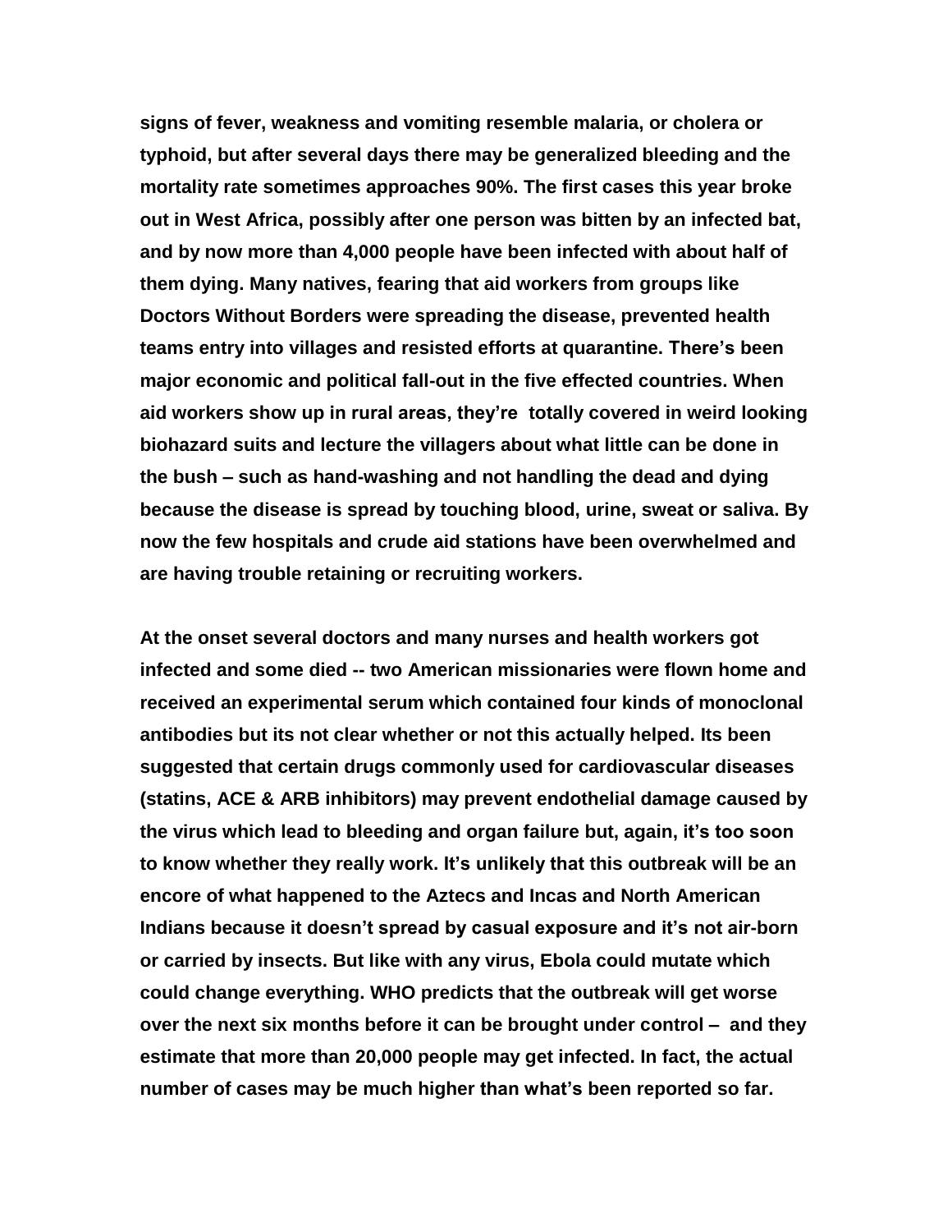**signs of fever, weakness and vomiting resemble malaria, or cholera or typhoid, but after several days there may be generalized bleeding and the mortality rate sometimes approaches 90%. The first cases this year broke out in West Africa, possibly after one person was bitten by an infected bat, and by now more than 4,000 people have been infected with about half of them dying. Many natives, fearing that aid workers from groups like Doctors Without Borders were spreading the disease, prevented health teams entry into villages and resisted efforts at quarantine. There's been major economic and political fall-out in the five effected countries. When aid workers show up in rural areas, they're totally covered in weird looking biohazard suits and lecture the villagers about what little can be done in the bush – such as hand-washing and not handling the dead and dying because the disease is spread by touching blood, urine, sweat or saliva. By now the few hospitals and crude aid stations have been overwhelmed and are having trouble retaining or recruiting workers.**

**At the onset several doctors and many nurses and health workers got infected and some died -- two American missionaries were flown home and received an experimental serum which contained four kinds of monoclonal antibodies but its not clear whether or not this actually helped. Its been suggested that certain drugs commonly used for cardiovascular diseases (statins, ACE & ARB inhibitors) may prevent endothelial damage caused by the virus which lead to bleeding and organ failure but, again, it's too soon to know whether they really work. It's unlikely that this outbreak will be an encore of what happened to the Aztecs and Incas and North American Indians because it doesn't spread by casual exposure and it's not air-born or carried by insects. But like with any virus, Ebola could mutate which could change everything. WHO predicts that the outbreak will get worse over the next six months before it can be brought under control – and they estimate that more than 20,000 people may get infected. In fact, the actual number of cases may be much higher than what's been reported so far.**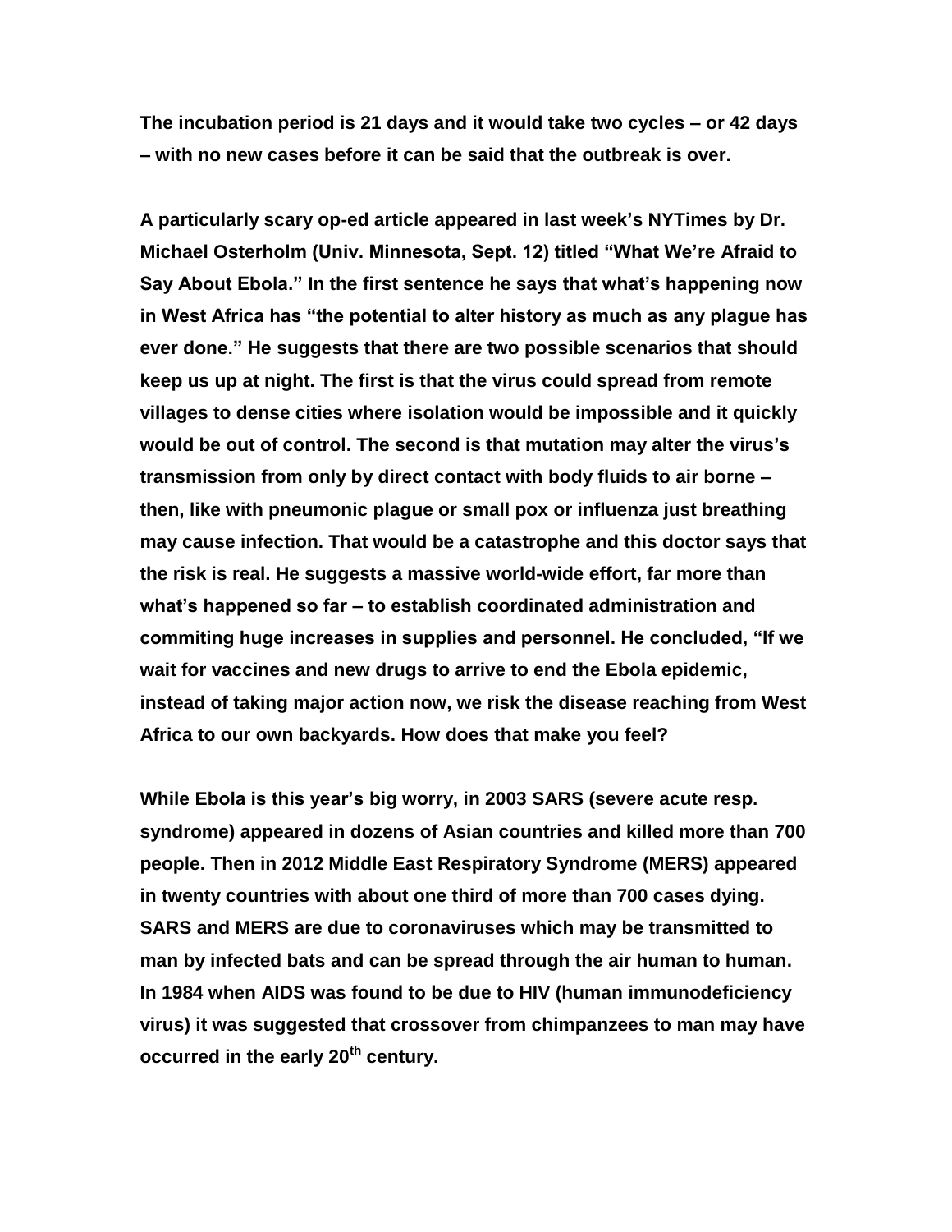**The incubation period is 21 days and it would take two cycles – or 42 days – with no new cases before it can be said that the outbreak is over.**

**A particularly scary op-ed article appeared in last week's NYTimes by Dr. Michael Osterholm (Univ. Minnesota, Sept. 12) titled "What We're Afraid to Say About Ebola." In the first sentence he says that what's happening now in West Africa has "the potential to alter history as much as any plague has ever done." He suggests that there are two possible scenarios that should keep us up at night. The first is that the virus could spread from remote villages to dense cities where isolation would be impossible and it quickly would be out of control. The second is that mutation may alter the virus's transmission from only by direct contact with body fluids to air borne – then, like with pneumonic plague or small pox or influenza just breathing may cause infection. That would be a catastrophe and this doctor says that the risk is real. He suggests a massive world-wide effort, far more than what's happened so far – to establish coordinated administration and commiting huge increases in supplies and personnel. He concluded, "If we wait for vaccines and new drugs to arrive to end the Ebola epidemic, instead of taking major action now, we risk the disease reaching from West Africa to our own backyards. How does that make you feel?**

**While Ebola is this year's big worry, in 2003 SARS (severe acute resp. syndrome) appeared in dozens of Asian countries and killed more than 700 people. Then in 2012 Middle East Respiratory Syndrome (MERS) appeared in twenty countries with about one third of more than 700 cases dying. SARS and MERS are due to coronaviruses which may be transmitted to man by infected bats and can be spread through the air human to human. In 1984 when AIDS was found to be due to HIV (human immunodeficiency virus) it was suggested that crossover from chimpanzees to man may have occurred in the early 20th century.**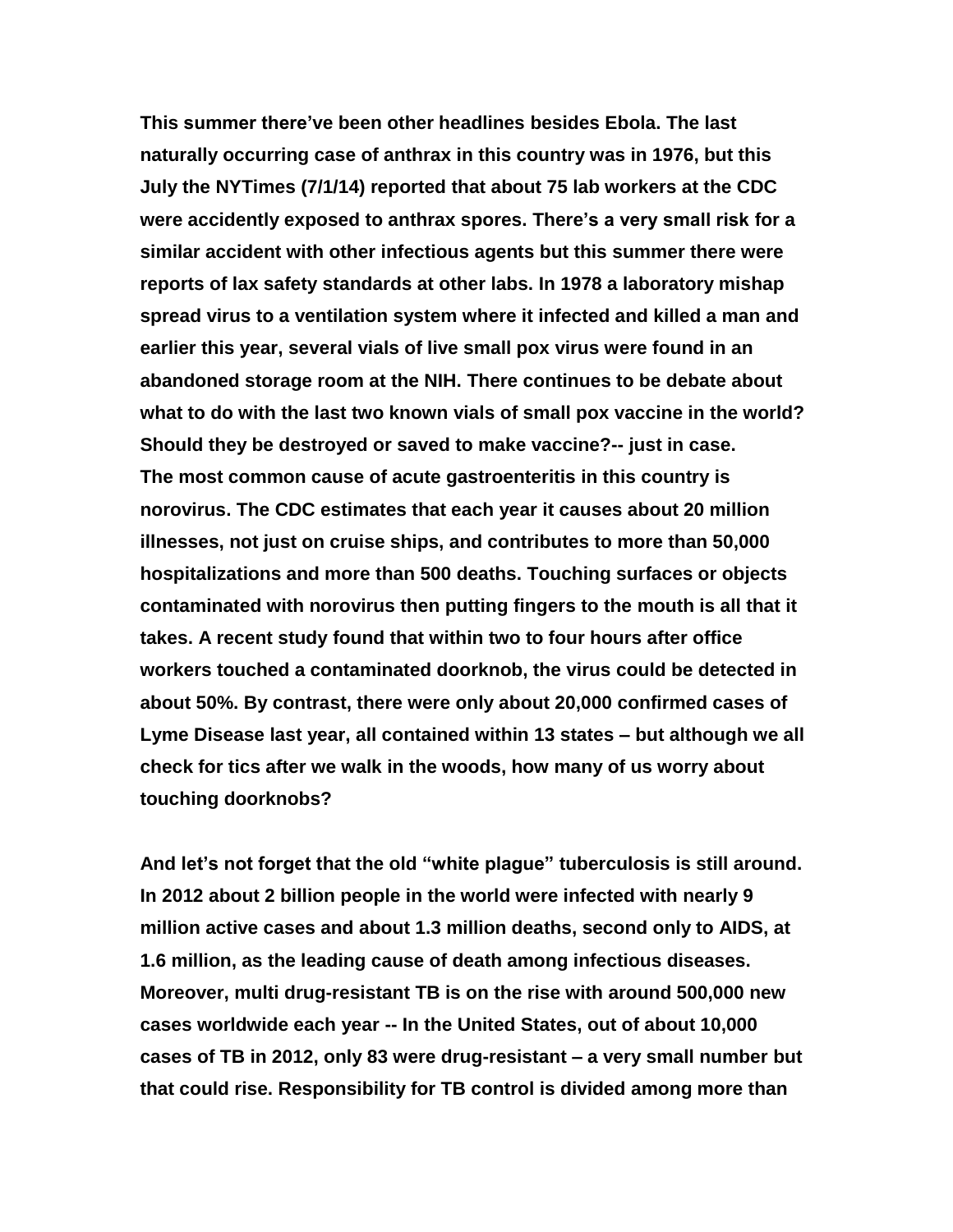**This summer there've been other headlines besides Ebola. The last naturally occurring case of anthrax in this country was in 1976, but this July the NYTimes (7/1/14) reported that about 75 lab workers at the CDC were accidently exposed to anthrax spores. There's a very small risk for a similar accident with other infectious agents but this summer there were reports of lax safety standards at other labs. In 1978 a laboratory mishap spread virus to a ventilation system where it infected and killed a man and earlier this year, several vials of live small pox virus were found in an abandoned storage room at the NIH. There continues to be debate about what to do with the last two known vials of small pox vaccine in the world? Should they be destroyed or saved to make vaccine?-- just in case. The most common cause of acute gastroenteritis in this country is norovirus. The CDC estimates that each year it causes about 20 million illnesses, not just on cruise ships, and contributes to more than 50,000 hospitalizations and more than 500 deaths. Touching surfaces or objects contaminated with norovirus then putting fingers to the mouth is all that it takes. A recent study found that within two to four hours after office workers touched a contaminated doorknob, the virus could be detected in about 50%. By contrast, there were only about 20,000 confirmed cases of Lyme Disease last year, all contained within 13 states – but although we all check for tics after we walk in the woods, how many of us worry about touching doorknobs?**

**And let's not forget that the old "white plague" tuberculosis is still around. In 2012 about 2 billion people in the world were infected with nearly 9 million active cases and about 1.3 million deaths, second only to AIDS, at 1.6 million, as the leading cause of death among infectious diseases. Moreover, multi drug-resistant TB is on the rise with around 500,000 new cases worldwide each year -- In the United States, out of about 10,000 cases of TB in 2012, only 83 were drug-resistant – a very small number but that could rise. Responsibility for TB control is divided among more than**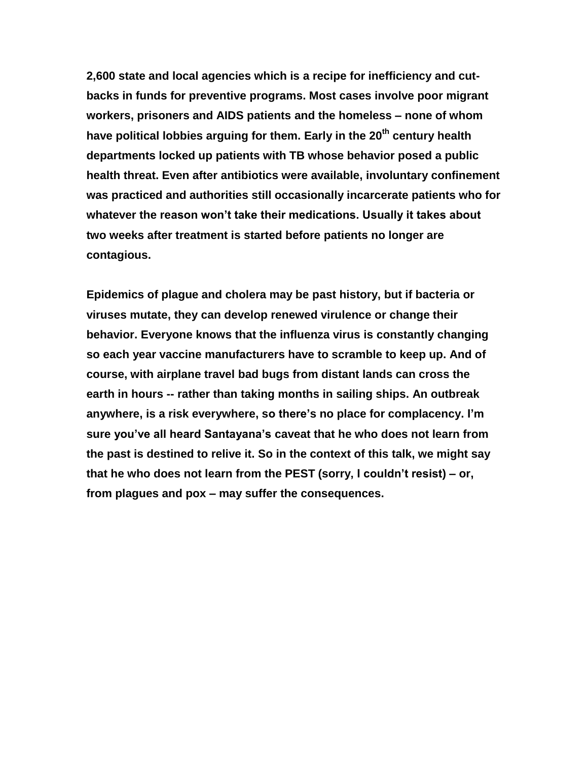**2,600 state and local agencies which is a recipe for inefficiency and cut-backs in funds for preventive programs. Most cases involve poor migrant workers, prisoners and AIDS patients and the homeless – none of whom have political lobbies arguing for them. Early in the 20th century health departments locked up patients with TB whose behavior posed a public health threat. Even after antibiotics were available, involuntary confinement was practiced and authorities still occasionally incarcerate patients who for whatever the reason won't take their medications. Usually it takes about two weeks after treatment is started before patients no longer are contagious.**

**Epidemics of plague and cholera may be past history, but if bacteria or viruses mutate, they can develop renewed virulence or change their behavior. Everyone knows that the influenza virus is constantly changing so each year vaccine manufacturers have to scramble to keep up. And of course, with airplane travel bad bugs from distant lands can cross the earth in hours -- rather than taking months in sailing ships. An outbreak anywhere, is a risk everywhere, so there's no place for complacency. I'm sure you've all heard Santayana's caveat that he who does not learn from the past is destined to relive it. So in the context of this talk, we might say that he who does not learn from the PEST (sorry, I couldn't resist) – or, from plagues and pox – may suffer the consequences.**